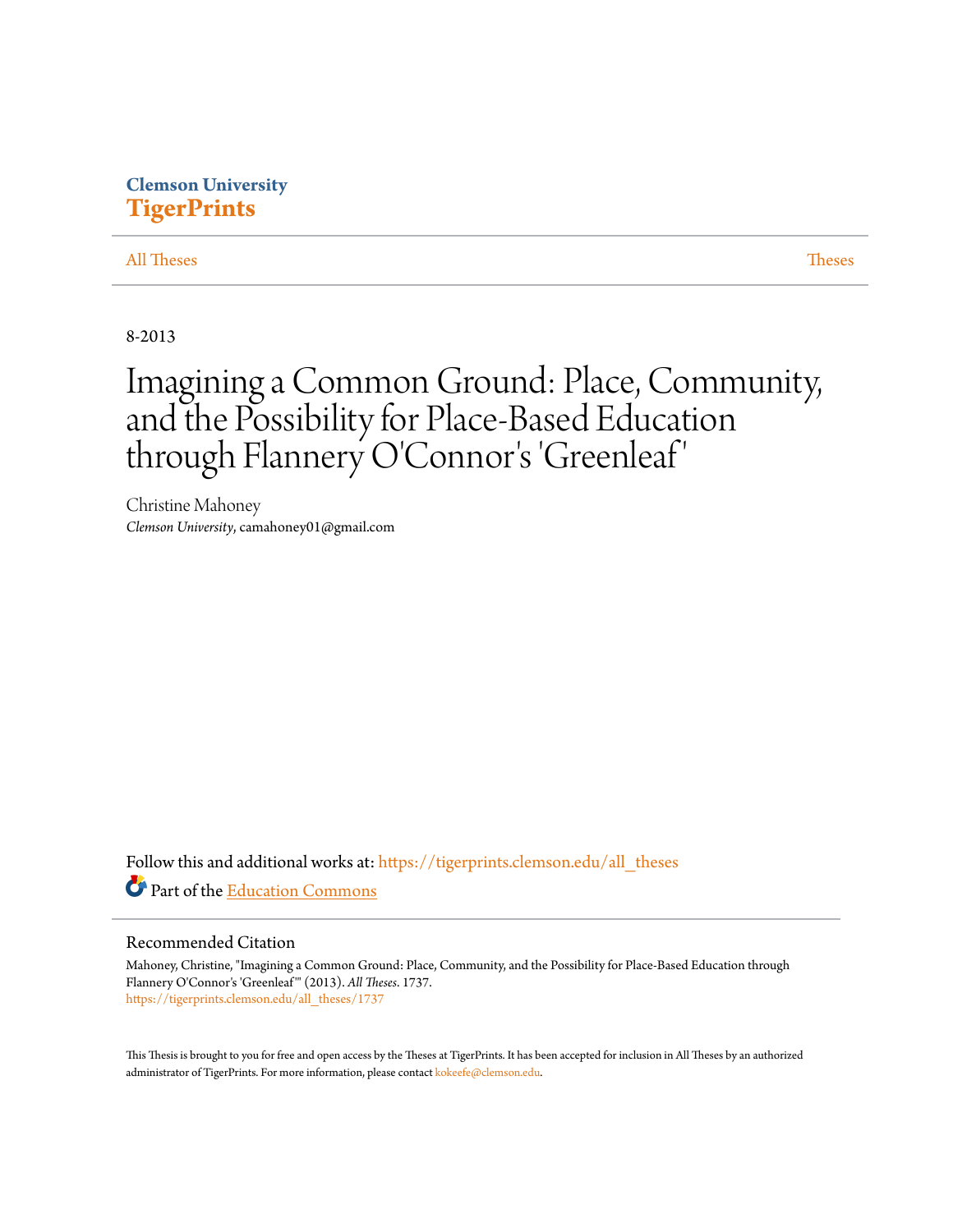Clemson University
**TigerPrints**

All Theses | Theses

8-2013

# Imagining a Common Ground: Place, Community, and the Possibility for Place-Based Education through Flannery O'Connor's 'Greenleaf'

Christine Mahoney
*Clemson University*, camahoney01@gmail.com

Follow this and additional works at: https://tigerprints.clemson.edu/all_theses

Part of the Education Commons

## Recommended Citation

Mahoney, Christine, "Imagining a Common Ground: Place, Community, and the Possibility for Place-Based Education through Flannery O'Connor's 'Greenleaf'" (2013). *All Theses*. 1737.
https://tigerprints.clemson.edu/all_theses/1737

This Thesis is brought to you for free and open access by the Theses at TigerPrints. It has been accepted for inclusion in All Theses by an authorized administrator of TigerPrints. For more information, please contact kokeefe@clemson.edu.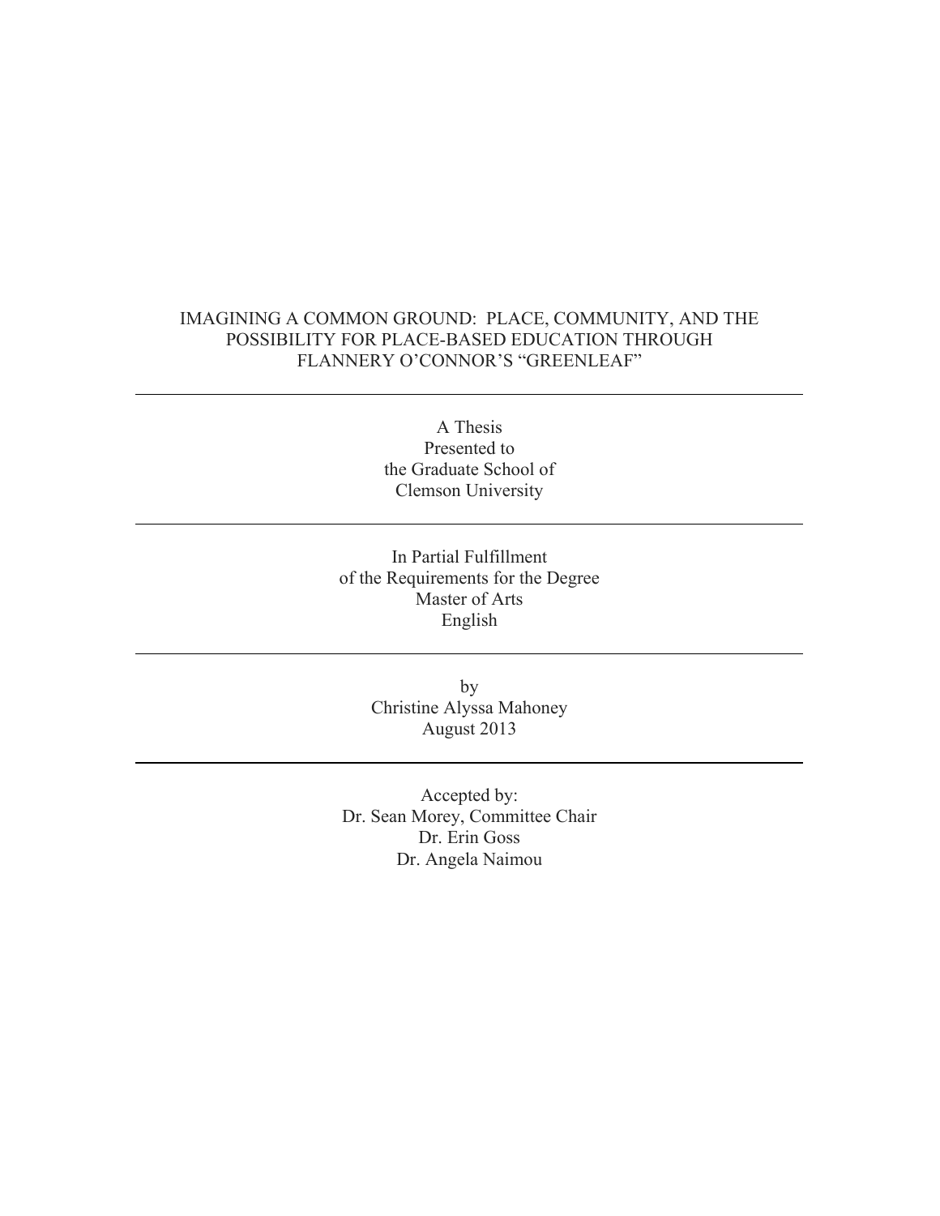# IMAGINING A COMMON GROUND: PLACE, COMMUNITY, AND THE POSSIBILITY FOR PLACE-BASED EDUCATION THROUGH FLANNERY O'CONNOR'S "GREENLEAF"

---

A Thesis
Presented to
the Graduate School of
Clemson University

---

In Partial Fulfillment
of the Requirements for the Degree
Master of Arts
English

---

by
Christine Alyssa Mahoney
August 2013

---

Accepted by:
Dr. Sean Morey, Committee Chair
Dr. Erin Goss
Dr. Angela Naimou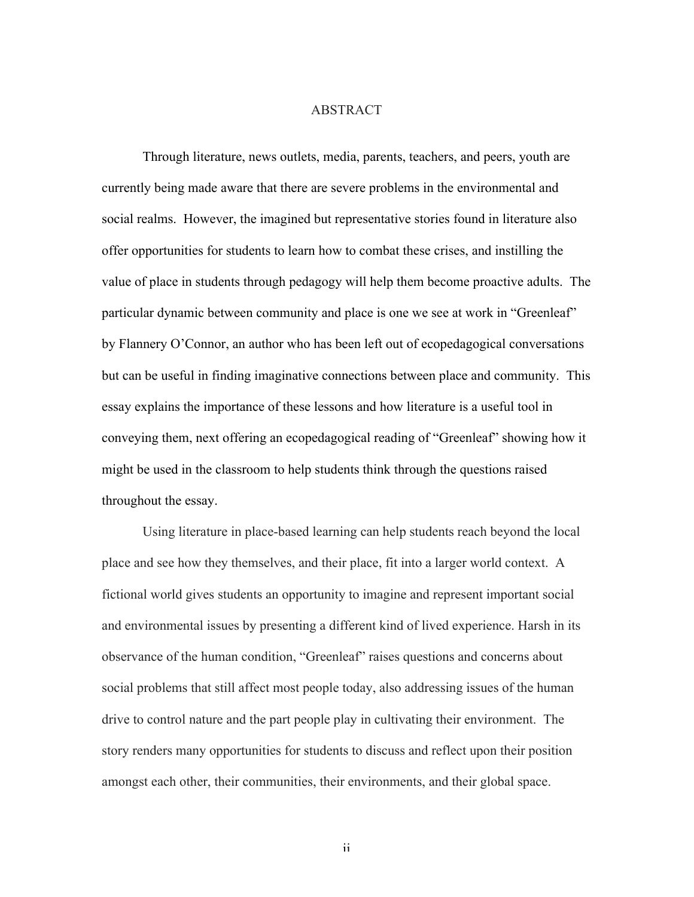# ABSTRACT

Through literature, news outlets, media, parents, teachers, and peers, youth are currently being made aware that there are severe problems in the environmental and social realms. However, the imagined but representative stories found in literature also offer opportunities for students to learn how to combat these crises, and instilling the value of place in students through pedagogy will help them become proactive adults. The particular dynamic between community and place is one we see at work in "Greenleaf" by Flannery O'Connor, an author who has been left out of ecopedagogical conversations but can be useful in finding imaginative connections between place and community. This essay explains the importance of these lessons and how literature is a useful tool in conveying them, next offering an ecopedagogical reading of "Greenleaf" showing how it might be used in the classroom to help students think through the questions raised throughout the essay.

Using literature in place-based learning can help students reach beyond the local place and see how they themselves, and their place, fit into a larger world context. A fictional world gives students an opportunity to imagine and represent important social and environmental issues by presenting a different kind of lived experience. Harsh in its observance of the human condition, "Greenleaf" raises questions and concerns about social problems that still affect most people today, also addressing issues of the human drive to control nature and the part people play in cultivating their environment. The story renders many opportunities for students to discuss and reflect upon their position amongst each other, their communities, their environments, and their global space.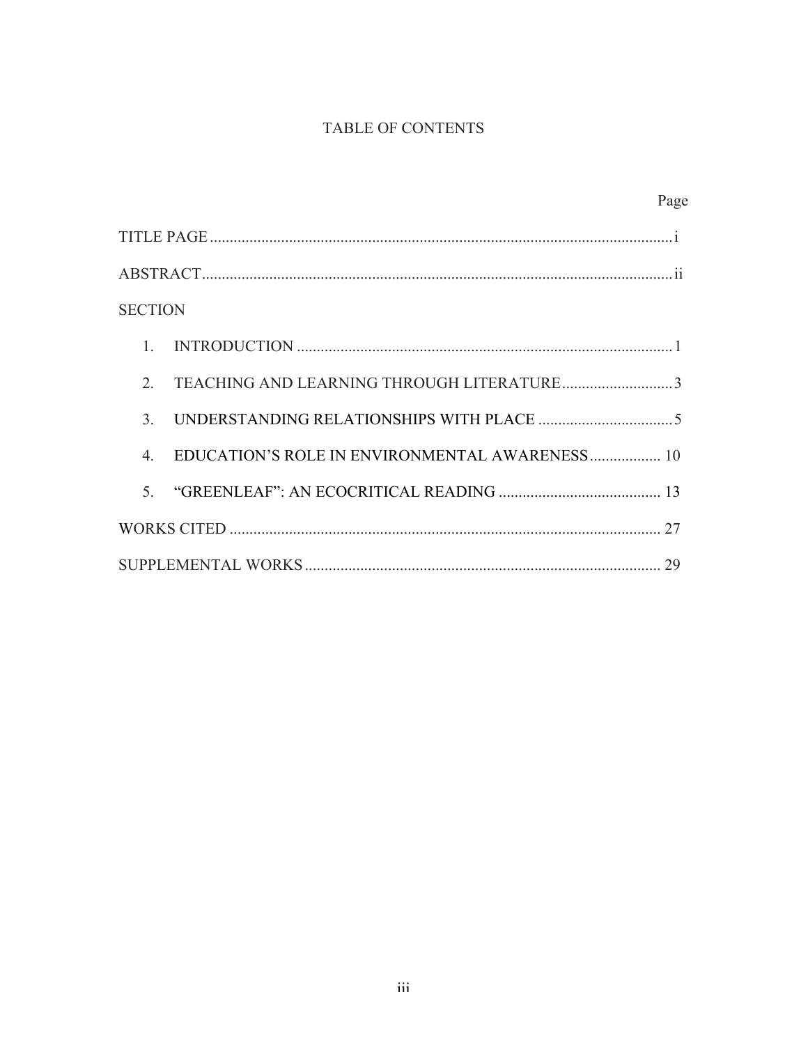# TABLE OF CONTENTS

| | Page |
|---|---|
| TITLE PAGE | i |
| ABSTRACT | ii |
| SECTION | |
| 1. INTRODUCTION | 1 |
| 2. TEACHING AND LEARNING THROUGH LITERATURE | 3 |
| 3. UNDERSTANDING RELATIONSHIPS WITH PLACE | 5 |
| 4. EDUCATION'S ROLE IN ENVIRONMENTAL AWARENESS | 10 |
| 5. "GREENLEAF": AN ECOCRITICAL READING | 13 |
| WORKS CITED | 27 |
| SUPPLEMENTAL WORKS | 29 |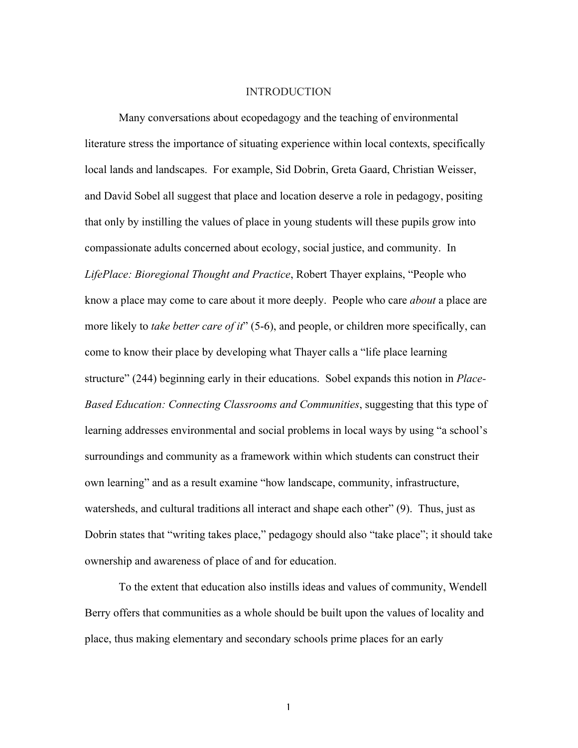# INTRODUCTION

Many conversations about ecopedagogy and the teaching of environmental literature stress the importance of situating experience within local contexts, specifically local lands and landscapes. For example, Sid Dobrin, Greta Gaard, Christian Weisser, and David Sobel all suggest that place and location deserve a role in pedagogy, positing that only by instilling the values of place in young students will these pupils grow into compassionate adults concerned about ecology, social justice, and community. In *LifePlace: Bioregional Thought and Practice*, Robert Thayer explains, "People who know a place may come to care about it more deeply. People who care *about* a place are more likely to *take better care of it*" (5-6), and people, or children more specifically, can come to know their place by developing what Thayer calls a "life place learning structure" (244) beginning early in their educations. Sobel expands this notion in *Place-Based Education: Connecting Classrooms and Communities*, suggesting that this type of learning addresses environmental and social problems in local ways by using "a school's surroundings and community as a framework within which students can construct their own learning" and as a result examine "how landscape, community, infrastructure, watersheds, and cultural traditions all interact and shape each other" (9). Thus, just as Dobrin states that "writing takes place," pedagogy should also "take place"; it should take ownership and awareness of place of and for education.

To the extent that education also instills ideas and values of community, Wendell Berry offers that communities as a whole should be built upon the values of locality and place, thus making elementary and secondary schools prime places for an early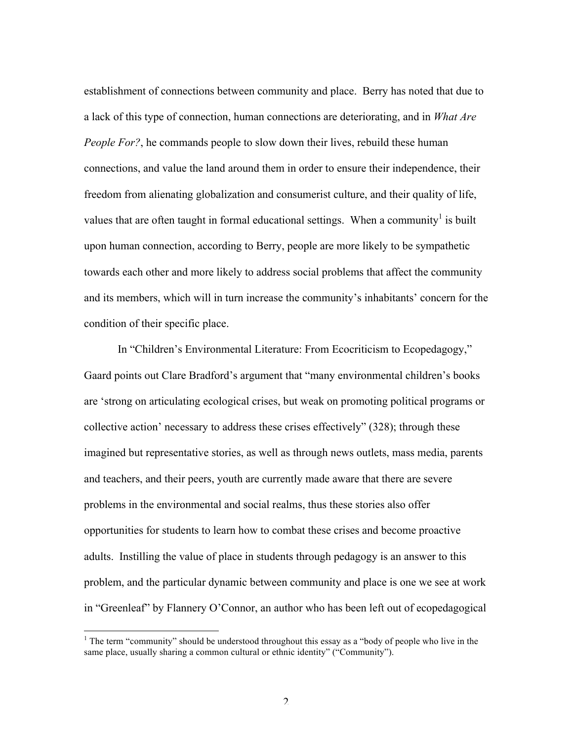establishment of connections between community and place. Berry has noted that due to a lack of this type of connection, human connections are deteriorating, and in *What Are People For?*, he commands people to slow down their lives, rebuild these human connections, and value the land around them in order to ensure their independence, their freedom from alienating globalization and consumerist culture, and their quality of life, values that are often taught in formal educational settings. When a community[1] is built upon human connection, according to Berry, people are more likely to be sympathetic towards each other and more likely to address social problems that affect the community and its members, which will in turn increase the community's inhabitants' concern for the condition of their specific place.

In "Children's Environmental Literature: From Ecocriticism to Ecopedagogy," Gaard points out Clare Bradford's argument that "many environmental children's books are 'strong on articulating ecological crises, but weak on promoting political programs or collective action' necessary to address these crises effectively" (328); through these imagined but representative stories, as well as through news outlets, mass media, parents and teachers, and their peers, youth are currently made aware that there are severe problems in the environmental and social realms, thus these stories also offer opportunities for students to learn how to combat these crises and become proactive adults. Instilling the value of place in students through pedagogy is an answer to this problem, and the particular dynamic between community and place is one we see at work in "Greenleaf" by Flannery O'Connor, an author who has been left out of ecopedagogical

[1] The term "community" should be understood throughout this essay as a "body of people who live in the same place, usually sharing a common cultural or ethnic identity" ("Community").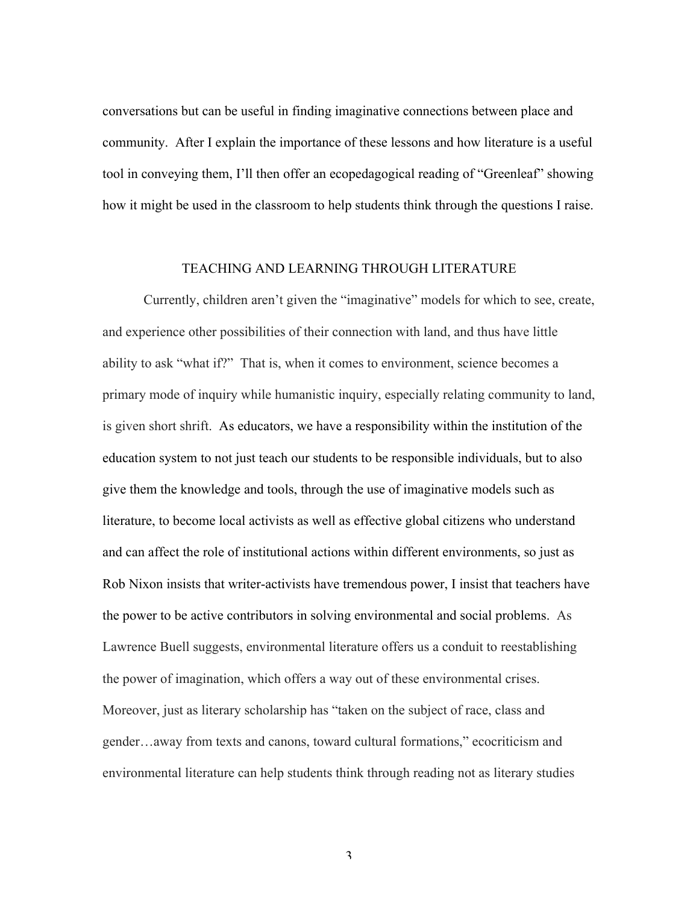conversations but can be useful in finding imaginative connections between place and community. After I explain the importance of these lessons and how literature is a useful tool in conveying them, I'll then offer an ecopedagogical reading of "Greenleaf" showing how it might be used in the classroom to help students think through the questions I raise.

## TEACHING AND LEARNING THROUGH LITERATURE

Currently, children aren't given the "imaginative" models for which to see, create, and experience other possibilities of their connection with land, and thus have little ability to ask "what if?" That is, when it comes to environment, science becomes a primary mode of inquiry while humanistic inquiry, especially relating community to land, is given short shrift. As educators, we have a responsibility within the institution of the education system to not just teach our students to be responsible individuals, but to also give them the knowledge and tools, through the use of imaginative models such as literature, to become local activists as well as effective global citizens who understand and can affect the role of institutional actions within different environments, so just as Rob Nixon insists that writer-activists have tremendous power, I insist that teachers have the power to be active contributors in solving environmental and social problems. As Lawrence Buell suggests, environmental literature offers us a conduit to reestablishing the power of imagination, which offers a way out of these environmental crises. Moreover, just as literary scholarship has "taken on the subject of race, class and gender…away from texts and canons, toward cultural formations," ecocriticism and environmental literature can help students think through reading not as literary studies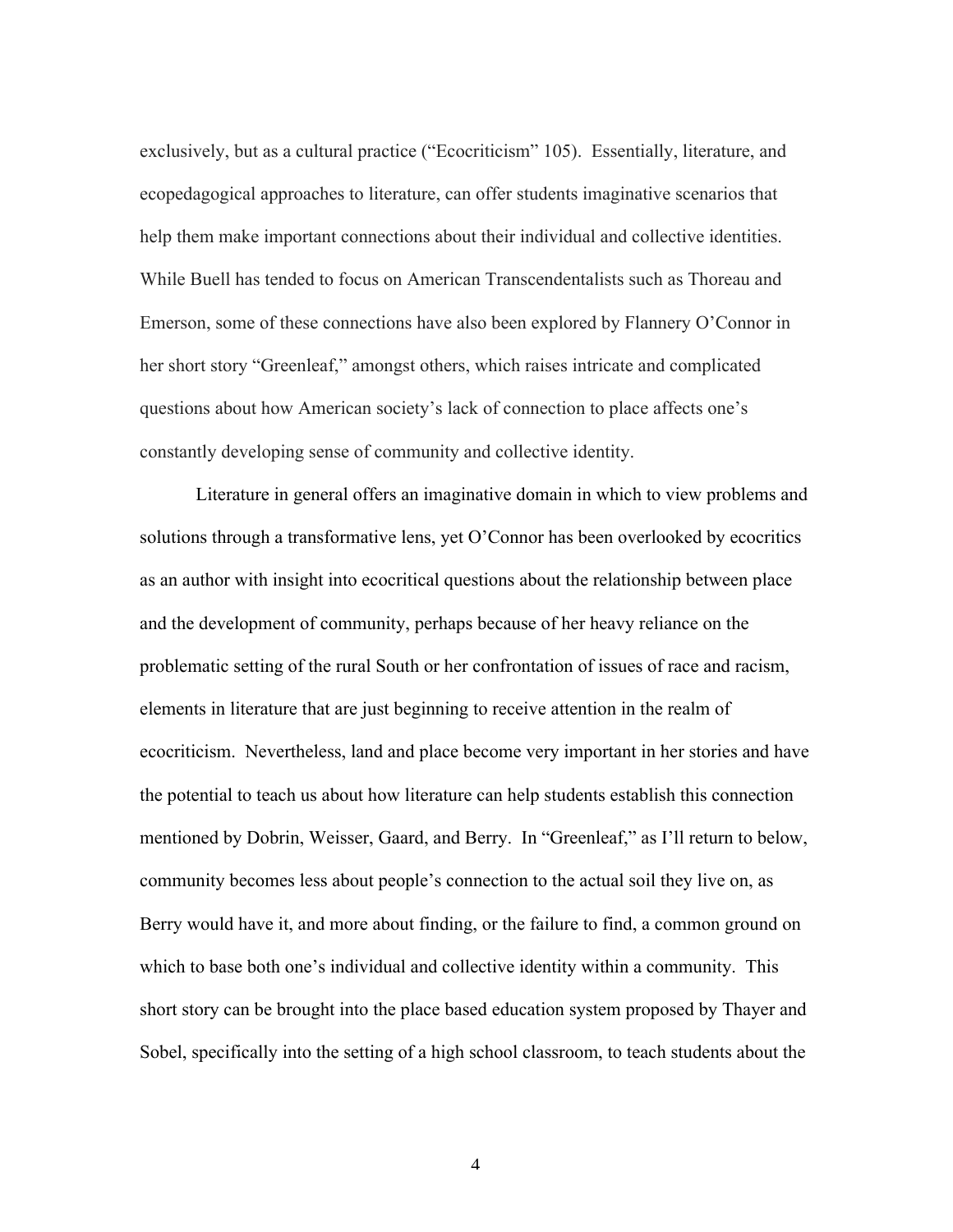exclusively, but as a cultural practice ("Ecocriticism" 105). Essentially, literature, and ecopedagogical approaches to literature, can offer students imaginative scenarios that help them make important connections about their individual and collective identities. While Buell has tended to focus on American Transcendentalists such as Thoreau and Emerson, some of these connections have also been explored by Flannery O'Connor in her short story "Greenleaf," amongst others, which raises intricate and complicated questions about how American society's lack of connection to place affects one's constantly developing sense of community and collective identity.

Literature in general offers an imaginative domain in which to view problems and solutions through a transformative lens, yet O'Connor has been overlooked by ecocritics as an author with insight into ecocritical questions about the relationship between place and the development of community, perhaps because of her heavy reliance on the problematic setting of the rural South or her confrontation of issues of race and racism, elements in literature that are just beginning to receive attention in the realm of ecocriticism. Nevertheless, land and place become very important in her stories and have the potential to teach us about how literature can help students establish this connection mentioned by Dobrin, Weisser, Gaard, and Berry. In "Greenleaf," as I'll return to below, community becomes less about people's connection to the actual soil they live on, as Berry would have it, and more about finding, or the failure to find, a common ground on which to base both one's individual and collective identity within a community. This short story can be brought into the place based education system proposed by Thayer and Sobel, specifically into the setting of a high school classroom, to teach students about the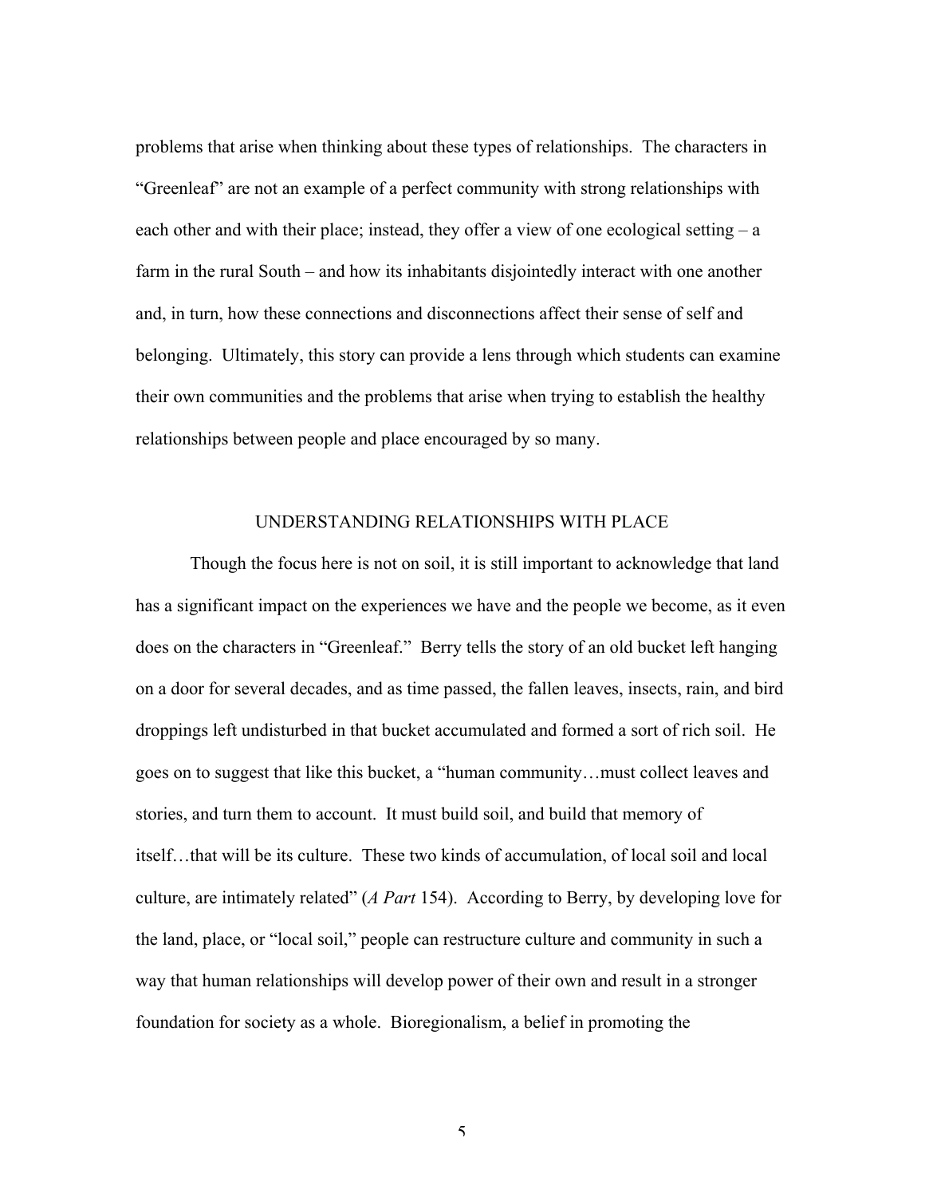problems that arise when thinking about these types of relationships. The characters in "Greenleaf" are not an example of a perfect community with strong relationships with each other and with their place; instead, they offer a view of one ecological setting – a farm in the rural South – and how its inhabitants disjointedly interact with one another and, in turn, how these connections and disconnections affect their sense of self and belonging. Ultimately, this story can provide a lens through which students can examine their own communities and the problems that arise when trying to establish the healthy relationships between people and place encouraged by so many.

## UNDERSTANDING RELATIONSHIPS WITH PLACE

Though the focus here is not on soil, it is still important to acknowledge that land has a significant impact on the experiences we have and the people we become, as it even does on the characters in "Greenleaf." Berry tells the story of an old bucket left hanging on a door for several decades, and as time passed, the fallen leaves, insects, rain, and bird droppings left undisturbed in that bucket accumulated and formed a sort of rich soil. He goes on to suggest that like this bucket, a "human community…must collect leaves and stories, and turn them to account. It must build soil, and build that memory of itself…that will be its culture. These two kinds of accumulation, of local soil and local culture, are intimately related" (*A Part* 154). According to Berry, by developing love for the land, place, or "local soil," people can restructure culture and community in such a way that human relationships will develop power of their own and result in a stronger foundation for society as a whole. Bioregionalism, a belief in promoting the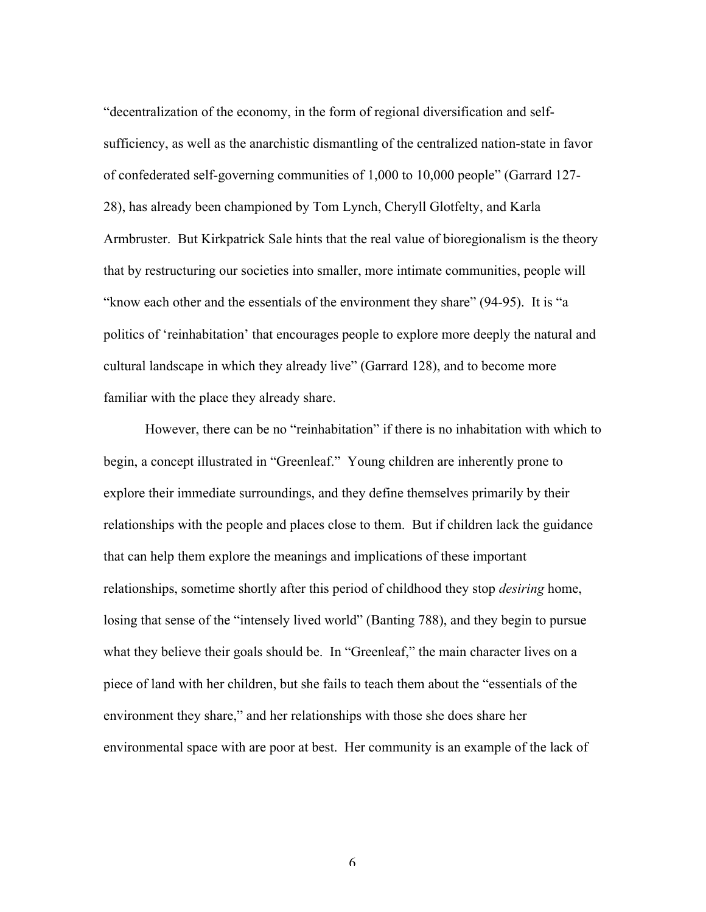"decentralization of the economy, in the form of regional diversification and self-sufficiency, as well as the anarchistic dismantling of the centralized nation-state in favor of confederated self-governing communities of 1,000 to 10,000 people" (Garrard 127-28), has already been championed by Tom Lynch, Cheryll Glotfelty, and Karla Armbruster. But Kirkpatrick Sale hints that the real value of bioregionalism is the theory that by restructuring our societies into smaller, more intimate communities, people will "know each other and the essentials of the environment they share" (94-95). It is "a politics of 'reinhabitation' that encourages people to explore more deeply the natural and cultural landscape in which they already live" (Garrard 128), and to become more familiar with the place they already share.

However, there can be no "reinhabitation" if there is no inhabitation with which to begin, a concept illustrated in "Greenleaf." Young children are inherently prone to explore their immediate surroundings, and they define themselves primarily by their relationships with the people and places close to them. But if children lack the guidance that can help them explore the meanings and implications of these important relationships, sometime shortly after this period of childhood they stop *desiring* home, losing that sense of the "intensely lived world" (Banting 788), and they begin to pursue what they believe their goals should be. In "Greenleaf," the main character lives on a piece of land with her children, but she fails to teach them about the "essentials of the environment they share," and her relationships with those she does share her environmental space with are poor at best. Her community is an example of the lack of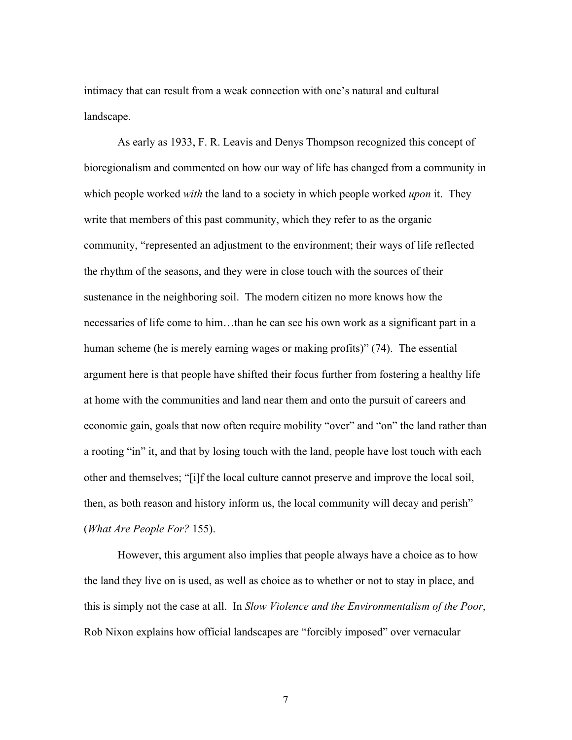intimacy that can result from a weak connection with one's natural and cultural landscape.

As early as 1933, F. R. Leavis and Denys Thompson recognized this concept of bioregionalism and commented on how our way of life has changed from a community in which people worked *with* the land to a society in which people worked *upon* it. They write that members of this past community, which they refer to as the organic community, "represented an adjustment to the environment; their ways of life reflected the rhythm of the seasons, and they were in close touch with the sources of their sustenance in the neighboring soil. The modern citizen no more knows how the necessaries of life come to him…than he can see his own work as a significant part in a human scheme (he is merely earning wages or making profits)" (74). The essential argument here is that people have shifted their focus further from fostering a healthy life at home with the communities and land near them and onto the pursuit of careers and economic gain, goals that now often require mobility "over" and "on" the land rather than a rooting "in" it, and that by losing touch with the land, people have lost touch with each other and themselves; "[i]f the local culture cannot preserve and improve the local soil, then, as both reason and history inform us, the local community will decay and perish" (*What Are People For?* 155).

However, this argument also implies that people always have a choice as to how the land they live on is used, as well as choice as to whether or not to stay in place, and this is simply not the case at all. In *Slow Violence and the Environmentalism of the Poor*, Rob Nixon explains how official landscapes are "forcibly imposed" over vernacular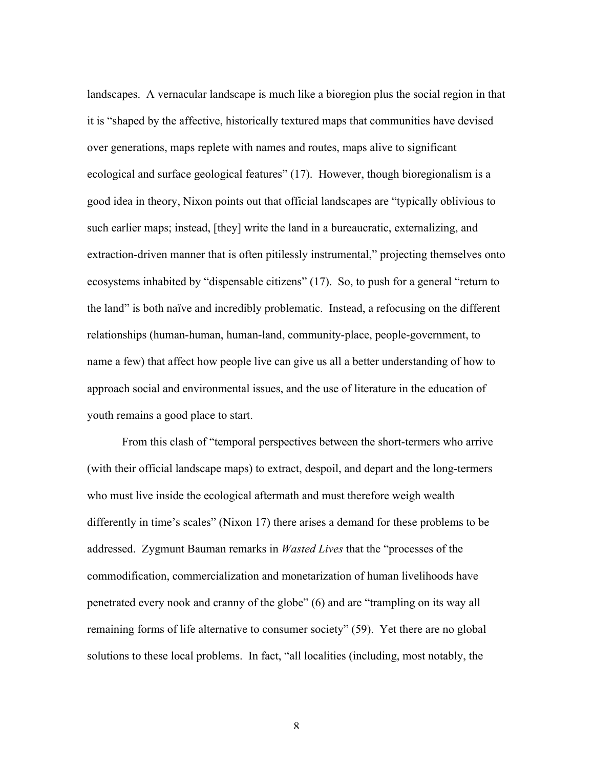landscapes. A vernacular landscape is much like a bioregion plus the social region in that it is "shaped by the affective, historically textured maps that communities have devised over generations, maps replete with names and routes, maps alive to significant ecological and surface geological features" (17). However, though bioregionalism is a good idea in theory, Nixon points out that official landscapes are "typically oblivious to such earlier maps; instead, [they] write the land in a bureaucratic, externalizing, and extraction-driven manner that is often pitilessly instrumental," projecting themselves onto ecosystems inhabited by "dispensable citizens" (17). So, to push for a general "return to the land" is both naïve and incredibly problematic. Instead, a refocusing on the different relationships (human-human, human-land, community-place, people-government, to name a few) that affect how people live can give us all a better understanding of how to approach social and environmental issues, and the use of literature in the education of youth remains a good place to start.

From this clash of "temporal perspectives between the short-termers who arrive (with their official landscape maps) to extract, despoil, and depart and the long-termers who must live inside the ecological aftermath and must therefore weigh wealth differently in time's scales" (Nixon 17) there arises a demand for these problems to be addressed. Zygmunt Bauman remarks in *Wasted Lives* that the "processes of the commodification, commercialization and monetarization of human livelihoods have penetrated every nook and cranny of the globe" (6) and are "trampling on its way all remaining forms of life alternative to consumer society" (59). Yet there are no global solutions to these local problems. In fact, "all localities (including, most notably, the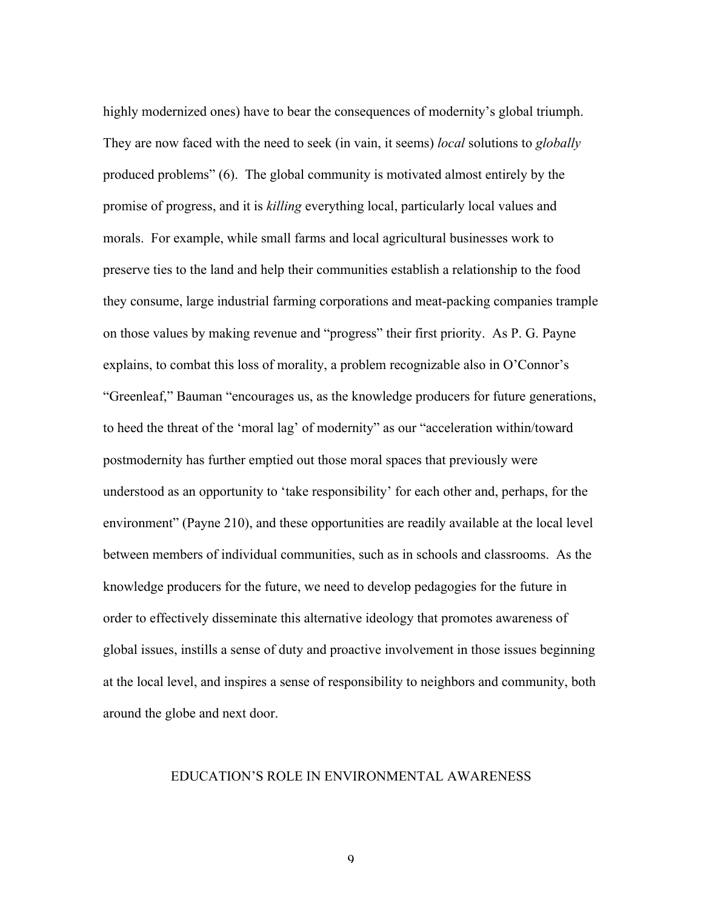highly modernized ones) have to bear the consequences of modernity's global triumph. They are now faced with the need to seek (in vain, it seems) *local* solutions to *globally* produced problems" (6). The global community is motivated almost entirely by the promise of progress, and it is *killing* everything local, particularly local values and morals. For example, while small farms and local agricultural businesses work to preserve ties to the land and help their communities establish a relationship to the food they consume, large industrial farming corporations and meat-packing companies trample on those values by making revenue and "progress" their first priority. As P. G. Payne explains, to combat this loss of morality, a problem recognizable also in O'Connor's "Greenleaf," Bauman "encourages us, as the knowledge producers for future generations, to heed the threat of the 'moral lag' of modernity" as our "acceleration within/toward postmodernity has further emptied out those moral spaces that previously were understood as an opportunity to 'take responsibility' for each other and, perhaps, for the environment" (Payne 210), and these opportunities are readily available at the local level between members of individual communities, such as in schools and classrooms. As the knowledge producers for the future, we need to develop pedagogies for the future in order to effectively disseminate this alternative ideology that promotes awareness of global issues, instills a sense of duty and proactive involvement in those issues beginning at the local level, and inspires a sense of responsibility to neighbors and community, both around the globe and next door.

## EDUCATION'S ROLE IN ENVIRONMENTAL AWARENESS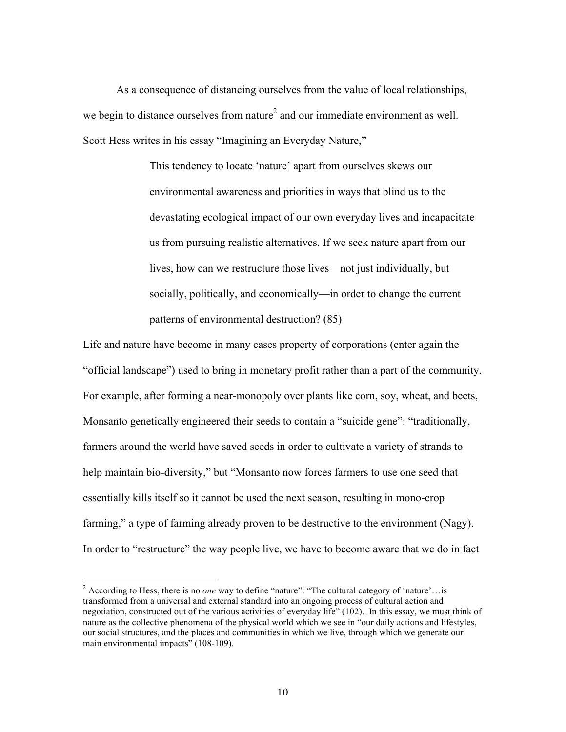As a consequence of distancing ourselves from the value of local relationships, we begin to distance ourselves from nature[2] and our immediate environment as well. Scott Hess writes in his essay "Imagining an Everyday Nature,"

> This tendency to locate 'nature' apart from ourselves skews our environmental awareness and priorities in ways that blind us to the devastating ecological impact of our own everyday lives and incapacitate us from pursuing realistic alternatives. If we seek nature apart from our lives, how can we restructure those lives—not just individually, but socially, politically, and economically—in order to change the current patterns of environmental destruction? (85)

Life and nature have become in many cases property of corporations (enter again the "official landscape") used to bring in monetary profit rather than a part of the community. For example, after forming a near-monopoly over plants like corn, soy, wheat, and beets, Monsanto genetically engineered their seeds to contain a "suicide gene": "traditionally, farmers around the world have saved seeds in order to cultivate a variety of strands to help maintain bio-diversity," but "Monsanto now forces farmers to use one seed that essentially kills itself so it cannot be used the next season, resulting in mono-crop farming," a type of farming already proven to be destructive to the environment (Nagy). In order to "restructure" the way people live, we have to become aware that we do in fact

---

[2] According to Hess, there is no *one* way to define "nature": "The cultural category of 'nature'…is transformed from a universal and external standard into an ongoing process of cultural action and negotiation, constructed out of the various activities of everyday life" (102). In this essay, we must think of nature as the collective phenomena of the physical world which we see in "our daily actions and lifestyles, our social structures, and the places and communities in which we live, through which we generate our main environmental impacts" (108-109).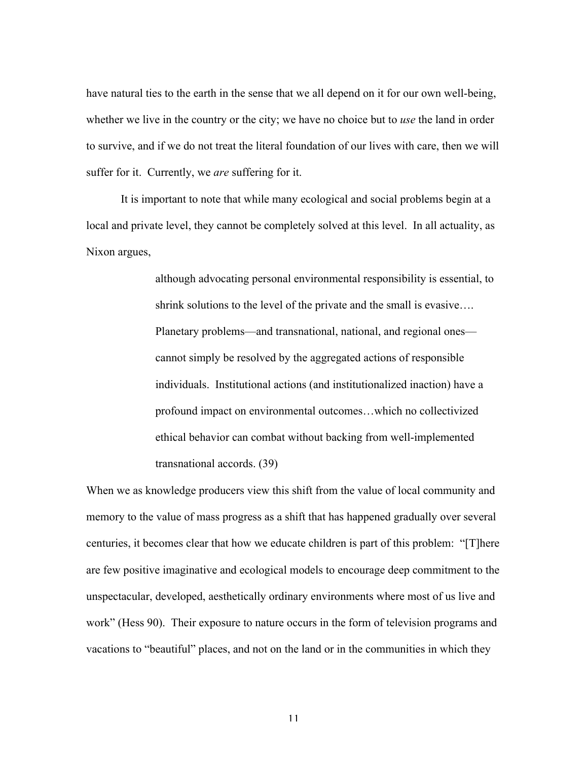have natural ties to the earth in the sense that we all depend on it for our own well-being, whether we live in the country or the city; we have no choice but to *use* the land in order to survive, and if we do not treat the literal foundation of our lives with care, then we will suffer for it. Currently, we *are* suffering for it.

It is important to note that while many ecological and social problems begin at a local and private level, they cannot be completely solved at this level. In all actuality, as Nixon argues,

> although advocating personal environmental responsibility is essential, to shrink solutions to the level of the private and the small is evasive…. Planetary problems—and transnational, national, and regional ones—cannot simply be resolved by the aggregated actions of responsible individuals. Institutional actions (and institutionalized inaction) have a profound impact on environmental outcomes…which no collectivized ethical behavior can combat without backing from well-implemented transnational accords. (39)

When we as knowledge producers view this shift from the value of local community and memory to the value of mass progress as a shift that has happened gradually over several centuries, it becomes clear that how we educate children is part of this problem: "[T]here are few positive imaginative and ecological models to encourage deep commitment to the unspectacular, developed, aesthetically ordinary environments where most of us live and work" (Hess 90). Their exposure to nature occurs in the form of television programs and vacations to "beautiful" places, and not on the land or in the communities in which they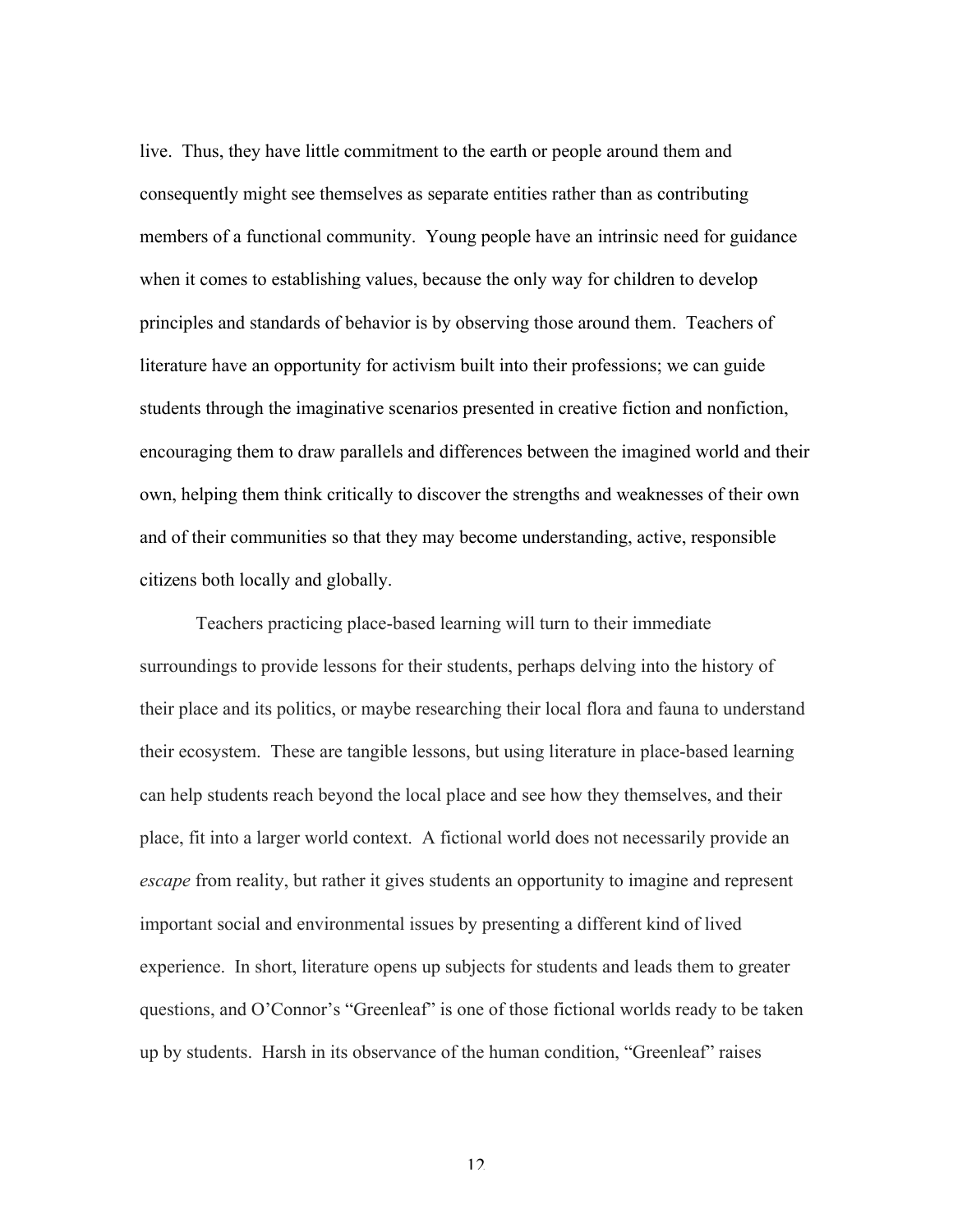live. Thus, they have little commitment to the earth or people around them and consequently might see themselves as separate entities rather than as contributing members of a functional community. Young people have an intrinsic need for guidance when it comes to establishing values, because the only way for children to develop principles and standards of behavior is by observing those around them. Teachers of literature have an opportunity for activism built into their professions; we can guide students through the imaginative scenarios presented in creative fiction and nonfiction, encouraging them to draw parallels and differences between the imagined world and their own, helping them think critically to discover the strengths and weaknesses of their own and of their communities so that they may become understanding, active, responsible citizens both locally and globally.

Teachers practicing place-based learning will turn to their immediate surroundings to provide lessons for their students, perhaps delving into the history of their place and its politics, or maybe researching their local flora and fauna to understand their ecosystem. These are tangible lessons, but using literature in place-based learning can help students reach beyond the local place and see how they themselves, and their place, fit into a larger world context. A fictional world does not necessarily provide an *escape* from reality, but rather it gives students an opportunity to imagine and represent important social and environmental issues by presenting a different kind of lived experience. In short, literature opens up subjects for students and leads them to greater questions, and O'Connor's "Greenleaf" is one of those fictional worlds ready to be taken up by students. Harsh in its observance of the human condition, "Greenleaf" raises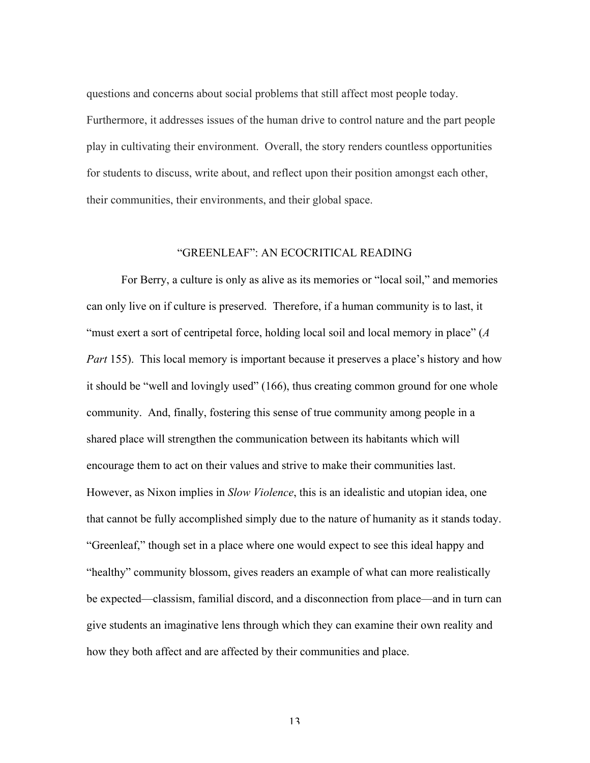questions and concerns about social problems that still affect most people today. Furthermore, it addresses issues of the human drive to control nature and the part people play in cultivating their environment. Overall, the story renders countless opportunities for students to discuss, write about, and reflect upon their position amongst each other, their communities, their environments, and their global space.

## "GREENLEAF": AN ECOCRITICAL READING

For Berry, a culture is only as alive as its memories or "local soil," and memories can only live on if culture is preserved. Therefore, if a human community is to last, it "must exert a sort of centripetal force, holding local soil and local memory in place" (*A Part* 155). This local memory is important because it preserves a place's history and how it should be "well and lovingly used" (166), thus creating common ground for one whole community. And, finally, fostering this sense of true community among people in a shared place will strengthen the communication between its habitants which will encourage them to act on their values and strive to make their communities last. However, as Nixon implies in *Slow Violence*, this is an idealistic and utopian idea, one that cannot be fully accomplished simply due to the nature of humanity as it stands today. "Greenleaf," though set in a place where one would expect to see this ideal happy and "healthy" community blossom, gives readers an example of what can more realistically be expected—classism, familial discord, and a disconnection from place—and in turn can give students an imaginative lens through which they can examine their own reality and how they both affect and are affected by their communities and place.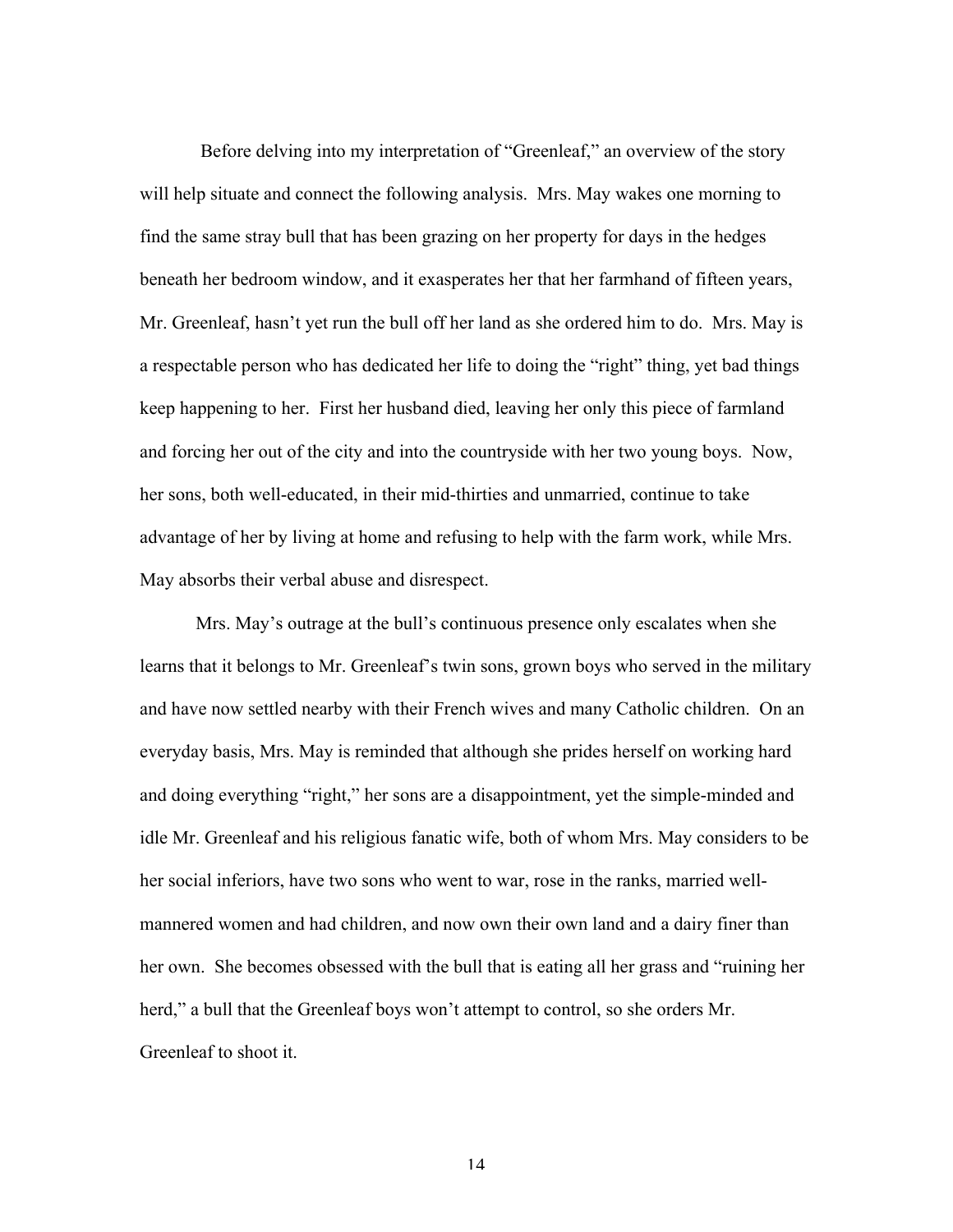Before delving into my interpretation of "Greenleaf," an overview of the story will help situate and connect the following analysis. Mrs. May wakes one morning to find the same stray bull that has been grazing on her property for days in the hedges beneath her bedroom window, and it exasperates her that her farmhand of fifteen years, Mr. Greenleaf, hasn't yet run the bull off her land as she ordered him to do. Mrs. May is a respectable person who has dedicated her life to doing the "right" thing, yet bad things keep happening to her. First her husband died, leaving her only this piece of farmland and forcing her out of the city and into the countryside with her two young boys. Now, her sons, both well-educated, in their mid-thirties and unmarried, continue to take advantage of her by living at home and refusing to help with the farm work, while Mrs. May absorbs their verbal abuse and disrespect.

Mrs. May's outrage at the bull's continuous presence only escalates when she learns that it belongs to Mr. Greenleaf's twin sons, grown boys who served in the military and have now settled nearby with their French wives and many Catholic children. On an everyday basis, Mrs. May is reminded that although she prides herself on working hard and doing everything "right," her sons are a disappointment, yet the simple-minded and idle Mr. Greenleaf and his religious fanatic wife, both of whom Mrs. May considers to be her social inferiors, have two sons who went to war, rose in the ranks, married well-mannered women and had children, and now own their own land and a dairy finer than her own. She becomes obsessed with the bull that is eating all her grass and "ruining her herd," a bull that the Greenleaf boys won't attempt to control, so she orders Mr. Greenleaf to shoot it.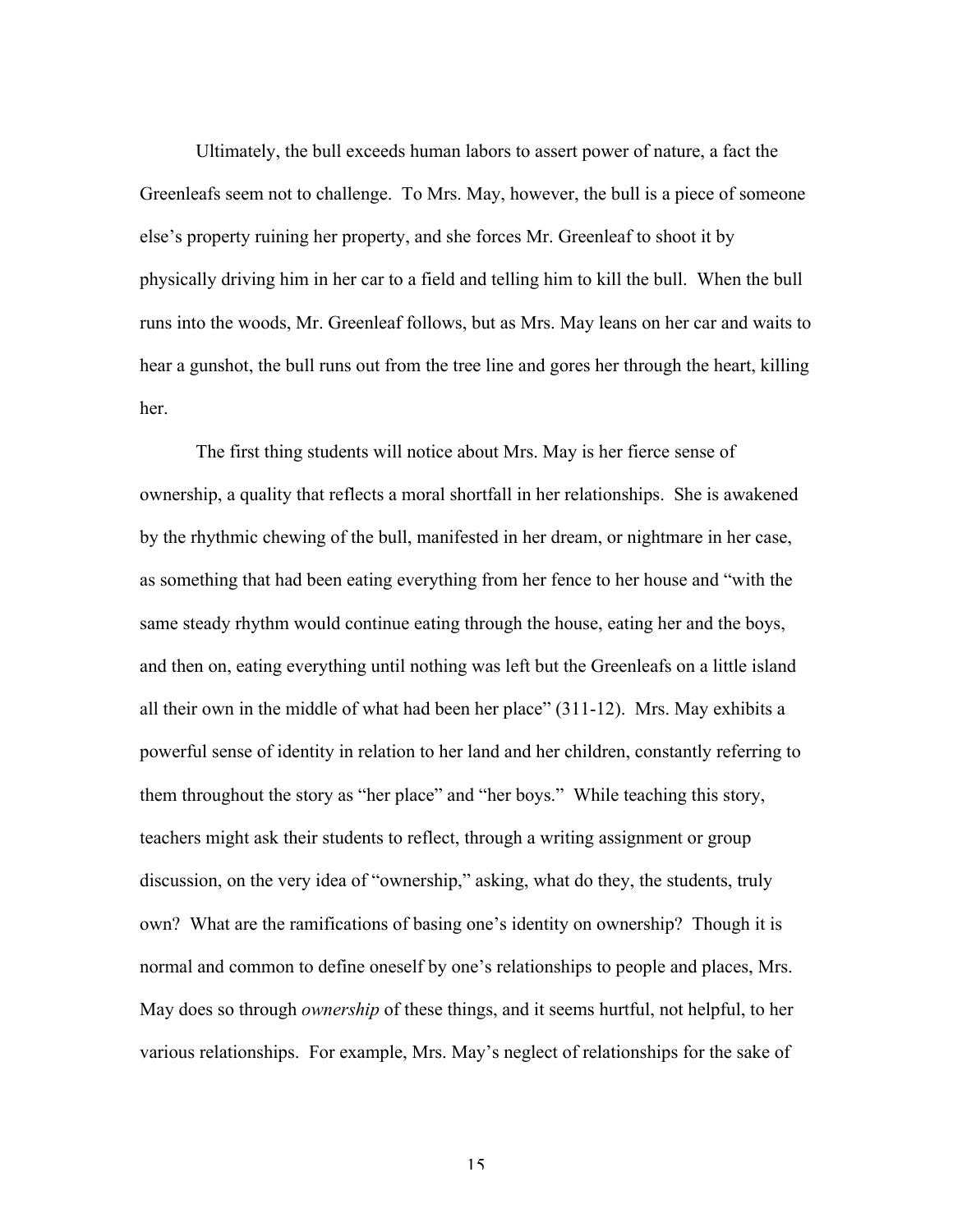Ultimately, the bull exceeds human labors to assert power of nature, a fact the Greenleafs seem not to challenge. To Mrs. May, however, the bull is a piece of someone else's property ruining her property, and she forces Mr. Greenleaf to shoot it by physically driving him in her car to a field and telling him to kill the bull. When the bull runs into the woods, Mr. Greenleaf follows, but as Mrs. May leans on her car and waits to hear a gunshot, the bull runs out from the tree line and gores her through the heart, killing her.

The first thing students will notice about Mrs. May is her fierce sense of ownership, a quality that reflects a moral shortfall in her relationships. She is awakened by the rhythmic chewing of the bull, manifested in her dream, or nightmare in her case, as something that had been eating everything from her fence to her house and "with the same steady rhythm would continue eating through the house, eating her and the boys, and then on, eating everything until nothing was left but the Greenleafs on a little island all their own in the middle of what had been her place" (311-12). Mrs. May exhibits a powerful sense of identity in relation to her land and her children, constantly referring to them throughout the story as "her place" and "her boys." While teaching this story, teachers might ask their students to reflect, through a writing assignment or group discussion, on the very idea of "ownership," asking, what do they, the students, truly own? What are the ramifications of basing one's identity on ownership? Though it is normal and common to define oneself by one's relationships to people and places, Mrs. May does so through *ownership* of these things, and it seems hurtful, not helpful, to her various relationships. For example, Mrs. May's neglect of relationships for the sake of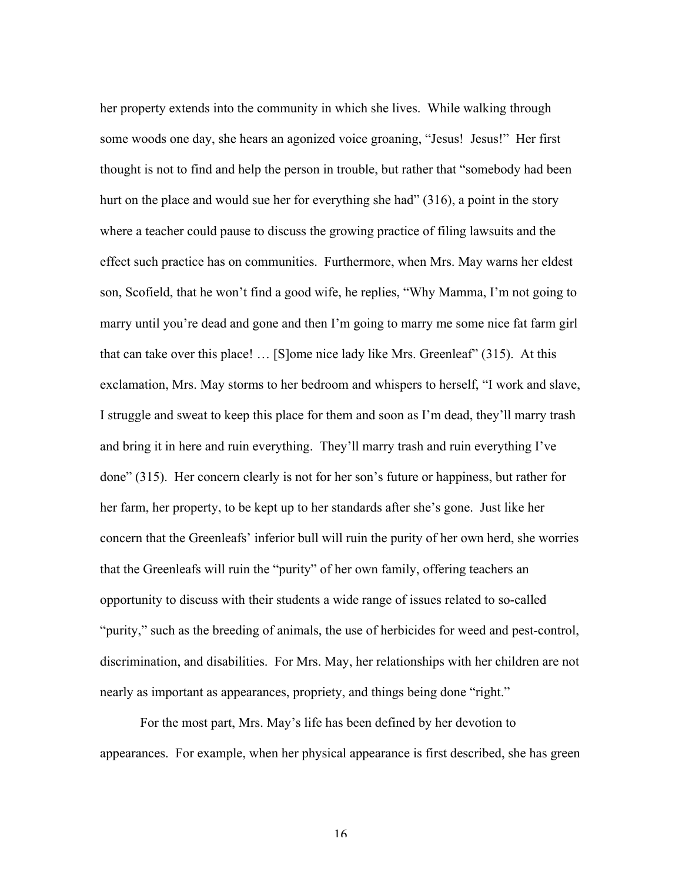her property extends into the community in which she lives. While walking through some woods one day, she hears an agonized voice groaning, "Jesus! Jesus!" Her first thought is not to find and help the person in trouble, but rather that "somebody had been hurt on the place and would sue her for everything she had" (316), a point in the story where a teacher could pause to discuss the growing practice of filing lawsuits and the effect such practice has on communities. Furthermore, when Mrs. May warns her eldest son, Scofield, that he won't find a good wife, he replies, "Why Mamma, I'm not going to marry until you're dead and gone and then I'm going to marry me some nice fat farm girl that can take over this place! … [S]ome nice lady like Mrs. Greenleaf" (315). At this exclamation, Mrs. May storms to her bedroom and whispers to herself, "I work and slave, I struggle and sweat to keep this place for them and soon as I'm dead, they'll marry trash and bring it in here and ruin everything. They'll marry trash and ruin everything I've done" (315). Her concern clearly is not for her son's future or happiness, but rather for her farm, her property, to be kept up to her standards after she's gone. Just like her concern that the Greenleafs' inferior bull will ruin the purity of her own herd, she worries that the Greenleafs will ruin the "purity" of her own family, offering teachers an opportunity to discuss with their students a wide range of issues related to so-called "purity," such as the breeding of animals, the use of herbicides for weed and pest-control, discrimination, and disabilities. For Mrs. May, her relationships with her children are not nearly as important as appearances, propriety, and things being done "right."

For the most part, Mrs. May's life has been defined by her devotion to appearances. For example, when her physical appearance is first described, she has green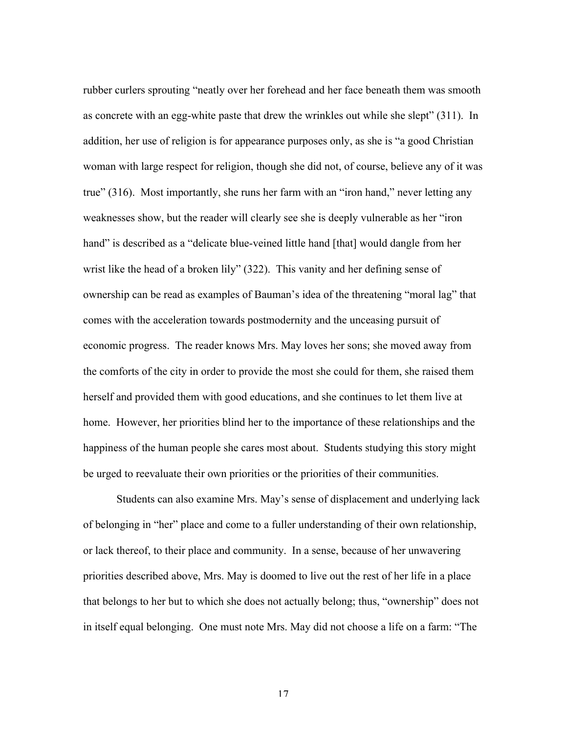rubber curlers sprouting "neatly over her forehead and her face beneath them was smooth as concrete with an egg-white paste that drew the wrinkles out while she slept" (311). In addition, her use of religion is for appearance purposes only, as she is "a good Christian woman with large respect for religion, though she did not, of course, believe any of it was true" (316). Most importantly, she runs her farm with an "iron hand," never letting any weaknesses show, but the reader will clearly see she is deeply vulnerable as her "iron hand" is described as a "delicate blue-veined little hand [that] would dangle from her wrist like the head of a broken lily" (322). This vanity and her defining sense of ownership can be read as examples of Bauman's idea of the threatening "moral lag" that comes with the acceleration towards postmodernity and the unceasing pursuit of economic progress. The reader knows Mrs. May loves her sons; she moved away from the comforts of the city in order to provide the most she could for them, she raised them herself and provided them with good educations, and she continues to let them live at home. However, her priorities blind her to the importance of these relationships and the happiness of the human people she cares most about. Students studying this story might be urged to reevaluate their own priorities or the priorities of their communities.

Students can also examine Mrs. May's sense of displacement and underlying lack of belonging in "her" place and come to a fuller understanding of their own relationship, or lack thereof, to their place and community. In a sense, because of her unwavering priorities described above, Mrs. May is doomed to live out the rest of her life in a place that belongs to her but to which she does not actually belong; thus, "ownership" does not in itself equal belonging. One must note Mrs. May did not choose a life on a farm: "The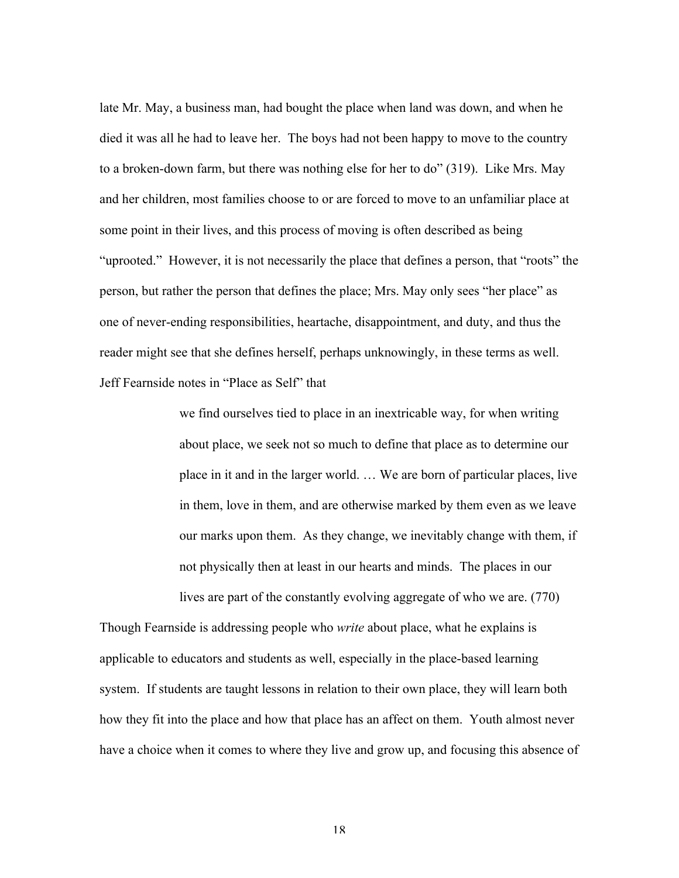late Mr. May, a business man, had bought the place when land was down, and when he died it was all he had to leave her. The boys had not been happy to move to the country to a broken-down farm, but there was nothing else for her to do" (319). Like Mrs. May and her children, most families choose to or are forced to move to an unfamiliar place at some point in their lives, and this process of moving is often described as being "uprooted." However, it is not necessarily the place that defines a person, that "roots" the person, but rather the person that defines the place; Mrs. May only sees "her place" as one of never-ending responsibilities, heartache, disappointment, and duty, and thus the reader might see that she defines herself, perhaps unknowingly, in these terms as well. Jeff Fearnside notes in "Place as Self" that

> we find ourselves tied to place in an inextricable way, for when writing about place, we seek not so much to define that place as to determine our place in it and in the larger world. … We are born of particular places, live in them, love in them, and are otherwise marked by them even as we leave our marks upon them. As they change, we inevitably change with them, if not physically then at least in our hearts and minds. The places in our lives are part of the constantly evolving aggregate of who we are. (770)

Though Fearnside is addressing people who *write* about place, what he explains is applicable to educators and students as well, especially in the place-based learning system. If students are taught lessons in relation to their own place, they will learn both how they fit into the place and how that place has an affect on them. Youth almost never have a choice when it comes to where they live and grow up, and focusing this absence of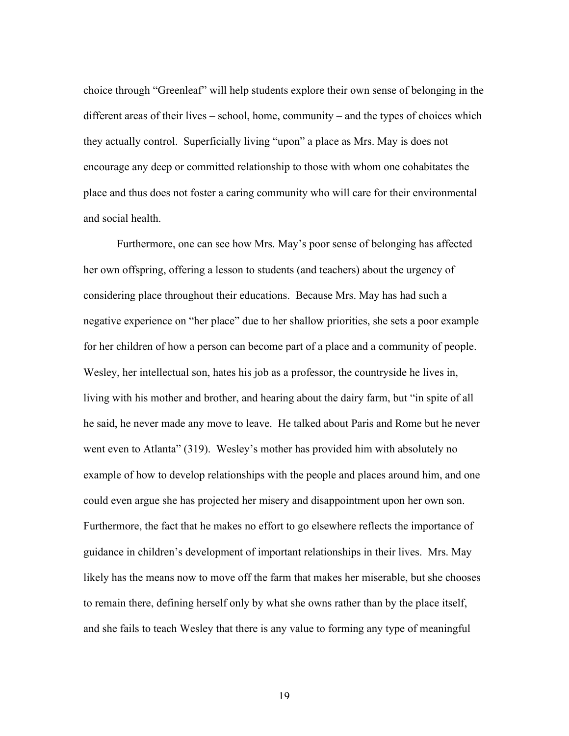choice through "Greenleaf" will help students explore their own sense of belonging in the different areas of their lives – school, home, community – and the types of choices which they actually control. Superficially living "upon" a place as Mrs. May is does not encourage any deep or committed relationship to those with whom one cohabitates the place and thus does not foster a caring community who will care for their environmental and social health.

Furthermore, one can see how Mrs. May's poor sense of belonging has affected her own offspring, offering a lesson to students (and teachers) about the urgency of considering place throughout their educations. Because Mrs. May has had such a negative experience on "her place" due to her shallow priorities, she sets a poor example for her children of how a person can become part of a place and a community of people. Wesley, her intellectual son, hates his job as a professor, the countryside he lives in, living with his mother and brother, and hearing about the dairy farm, but "in spite of all he said, he never made any move to leave. He talked about Paris and Rome but he never went even to Atlanta" (319). Wesley's mother has provided him with absolutely no example of how to develop relationships with the people and places around him, and one could even argue she has projected her misery and disappointment upon her own son. Furthermore, the fact that he makes no effort to go elsewhere reflects the importance of guidance in children's development of important relationships in their lives. Mrs. May likely has the means now to move off the farm that makes her miserable, but she chooses to remain there, defining herself only by what she owns rather than by the place itself, and she fails to teach Wesley that there is any value to forming any type of meaningful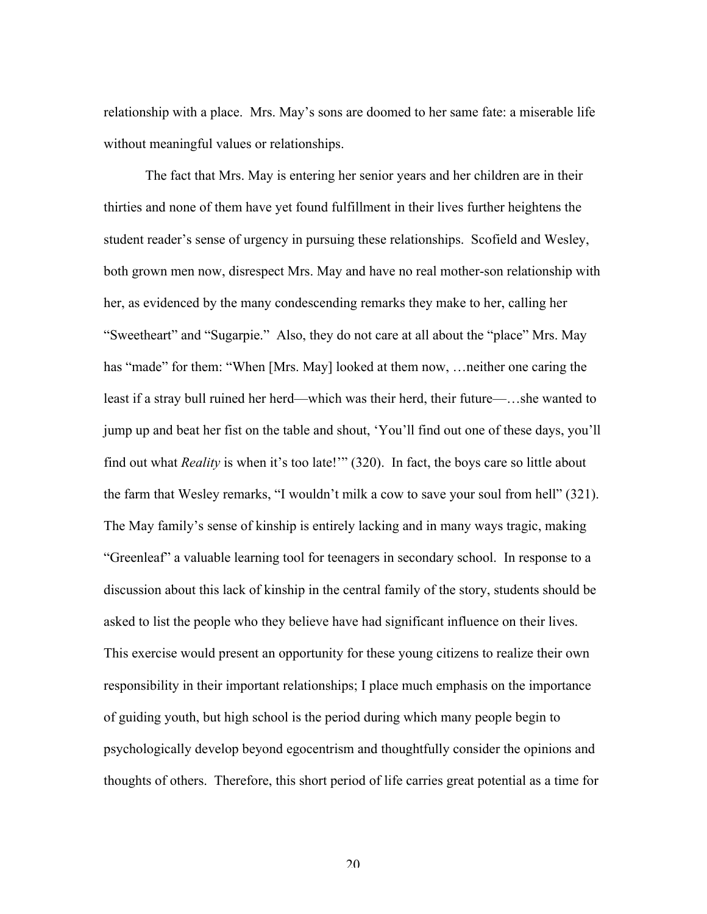relationship with a place. Mrs. May's sons are doomed to her same fate: a miserable life without meaningful values or relationships.

The fact that Mrs. May is entering her senior years and her children are in their thirties and none of them have yet found fulfillment in their lives further heightens the student reader's sense of urgency in pursuing these relationships. Scofield and Wesley, both grown men now, disrespect Mrs. May and have no real mother-son relationship with her, as evidenced by the many condescending remarks they make to her, calling her "Sweetheart" and "Sugarpie." Also, they do not care at all about the "place" Mrs. May has "made" for them: "When [Mrs. May] looked at them now, …neither one caring the least if a stray bull ruined her herd—which was their herd, their future—…she wanted to jump up and beat her fist on the table and shout, 'You'll find out one of these days, you'll find out what *Reality* is when it's too late!'" (320). In fact, the boys care so little about the farm that Wesley remarks, "I wouldn't milk a cow to save your soul from hell" (321). The May family's sense of kinship is entirely lacking and in many ways tragic, making "Greenleaf" a valuable learning tool for teenagers in secondary school. In response to a discussion about this lack of kinship in the central family of the story, students should be asked to list the people who they believe have had significant influence on their lives. This exercise would present an opportunity for these young citizens to realize their own responsibility in their important relationships; I place much emphasis on the importance of guiding youth, but high school is the period during which many people begin to psychologically develop beyond egocentrism and thoughtfully consider the opinions and thoughts of others. Therefore, this short period of life carries great potential as a time for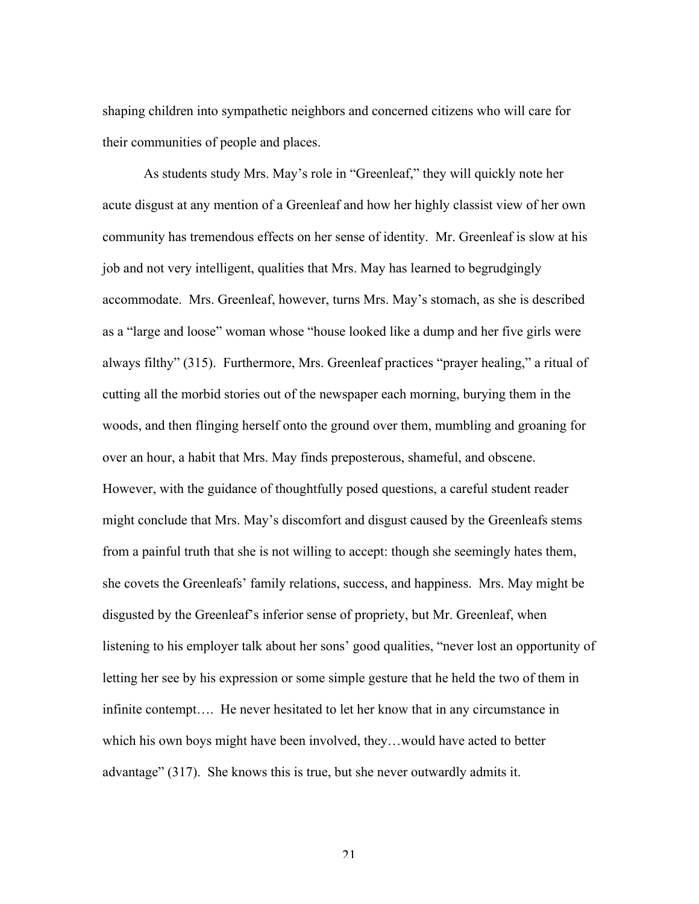shaping children into sympathetic neighbors and concerned citizens who will care for their communities of people and places.

As students study Mrs. May's role in "Greenleaf," they will quickly note her acute disgust at any mention of a Greenleaf and how her highly classist view of her own community has tremendous effects on her sense of identity. Mr. Greenleaf is slow at his job and not very intelligent, qualities that Mrs. May has learned to begrudgingly accommodate. Mrs. Greenleaf, however, turns Mrs. May's stomach, as she is described as a "large and loose" woman whose "house looked like a dump and her five girls were always filthy" (315). Furthermore, Mrs. Greenleaf practices "prayer healing," a ritual of cutting all the morbid stories out of the newspaper each morning, burying them in the woods, and then flinging herself onto the ground over them, mumbling and groaning for over an hour, a habit that Mrs. May finds preposterous, shameful, and obscene. However, with the guidance of thoughtfully posed questions, a careful student reader might conclude that Mrs. May's discomfort and disgust caused by the Greenleafs stems from a painful truth that she is not willing to accept: though she seemingly hates them, she covets the Greenleafs' family relations, success, and happiness. Mrs. May might be disgusted by the Greenleaf's inferior sense of propriety, but Mr. Greenleaf, when listening to his employer talk about her sons' good qualities, "never lost an opportunity of letting her see by his expression or some simple gesture that he held the two of them in infinite contempt…. He never hesitated to let her know that in any circumstance in which his own boys might have been involved, they…would have acted to better advantage" (317). She knows this is true, but she never outwardly admits it.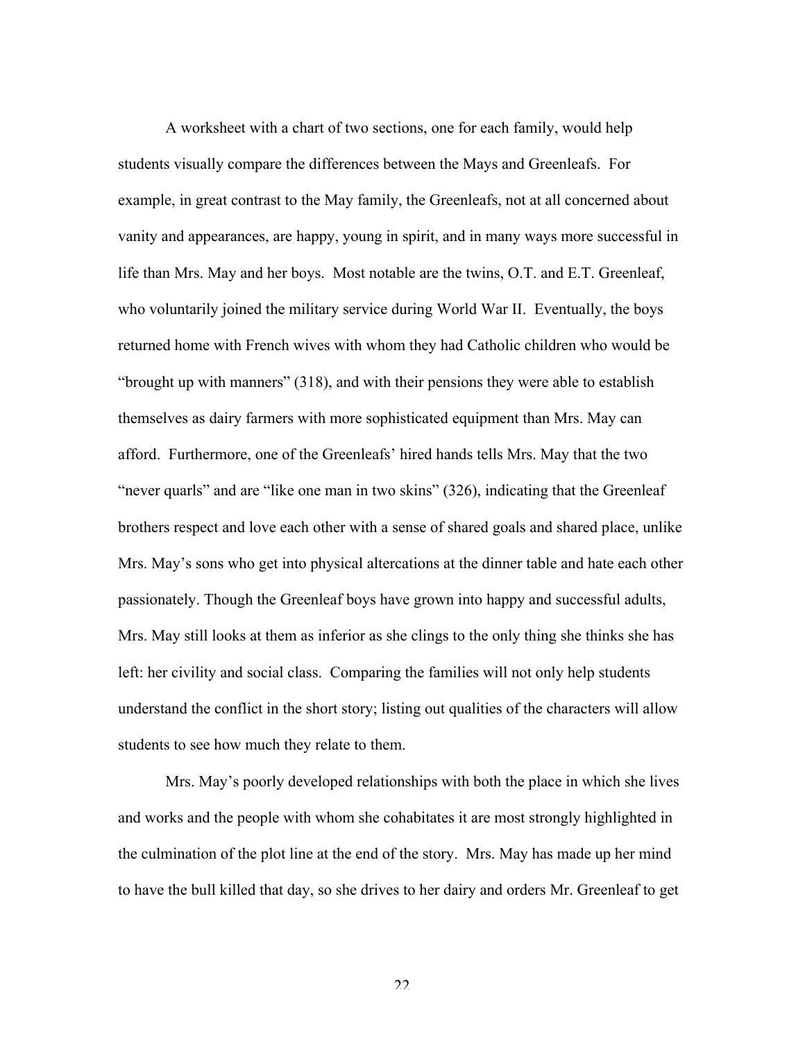A worksheet with a chart of two sections, one for each family, would help students visually compare the differences between the Mays and Greenleafs. For example, in great contrast to the May family, the Greenleafs, not at all concerned about vanity and appearances, are happy, young in spirit, and in many ways more successful in life than Mrs. May and her boys. Most notable are the twins, O.T. and E.T. Greenleaf, who voluntarily joined the military service during World War II. Eventually, the boys returned home with French wives with whom they had Catholic children who would be "brought up with manners" (318), and with their pensions they were able to establish themselves as dairy farmers with more sophisticated equipment than Mrs. May can afford. Furthermore, one of the Greenleafs' hired hands tells Mrs. May that the two "never quarls" and are "like one man in two skins" (326), indicating that the Greenleaf brothers respect and love each other with a sense of shared goals and shared place, unlike Mrs. May's sons who get into physical altercations at the dinner table and hate each other passionately. Though the Greenleaf boys have grown into happy and successful adults, Mrs. May still looks at them as inferior as she clings to the only thing she thinks she has left: her civility and social class. Comparing the families will not only help students understand the conflict in the short story; listing out qualities of the characters will allow students to see how much they relate to them.

Mrs. May's poorly developed relationships with both the place in which she lives and works and the people with whom she cohabitates it are most strongly highlighted in the culmination of the plot line at the end of the story. Mrs. May has made up her mind to have the bull killed that day, so she drives to her dairy and orders Mr. Greenleaf to get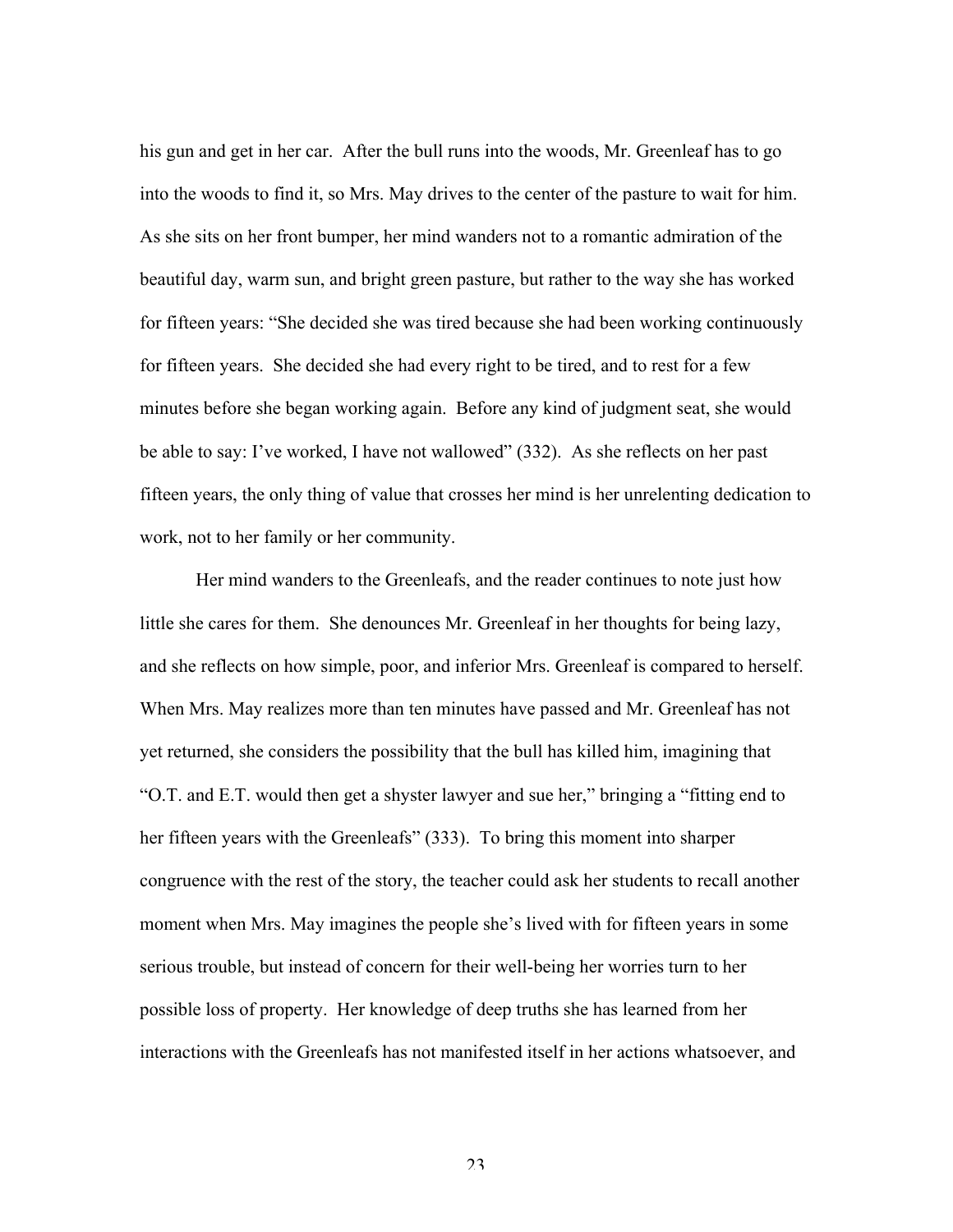his gun and get in her car. After the bull runs into the woods, Mr. Greenleaf has to go into the woods to find it, so Mrs. May drives to the center of the pasture to wait for him. As she sits on her front bumper, her mind wanders not to a romantic admiration of the beautiful day, warm sun, and bright green pasture, but rather to the way she has worked for fifteen years: "She decided she was tired because she had been working continuously for fifteen years. She decided she had every right to be tired, and to rest for a few minutes before she began working again. Before any kind of judgment seat, she would be able to say: I've worked, I have not wallowed" (332). As she reflects on her past fifteen years, the only thing of value that crosses her mind is her unrelenting dedication to work, not to her family or her community.

Her mind wanders to the Greenleafs, and the reader continues to note just how little she cares for them. She denounces Mr. Greenleaf in her thoughts for being lazy, and she reflects on how simple, poor, and inferior Mrs. Greenleaf is compared to herself. When Mrs. May realizes more than ten minutes have passed and Mr. Greenleaf has not yet returned, she considers the possibility that the bull has killed him, imagining that "O.T. and E.T. would then get a shyster lawyer and sue her," bringing a "fitting end to her fifteen years with the Greenleafs" (333). To bring this moment into sharper congruence with the rest of the story, the teacher could ask her students to recall another moment when Mrs. May imagines the people she's lived with for fifteen years in some serious trouble, but instead of concern for their well-being her worries turn to her possible loss of property. Her knowledge of deep truths she has learned from her interactions with the Greenleafs has not manifested itself in her actions whatsoever, and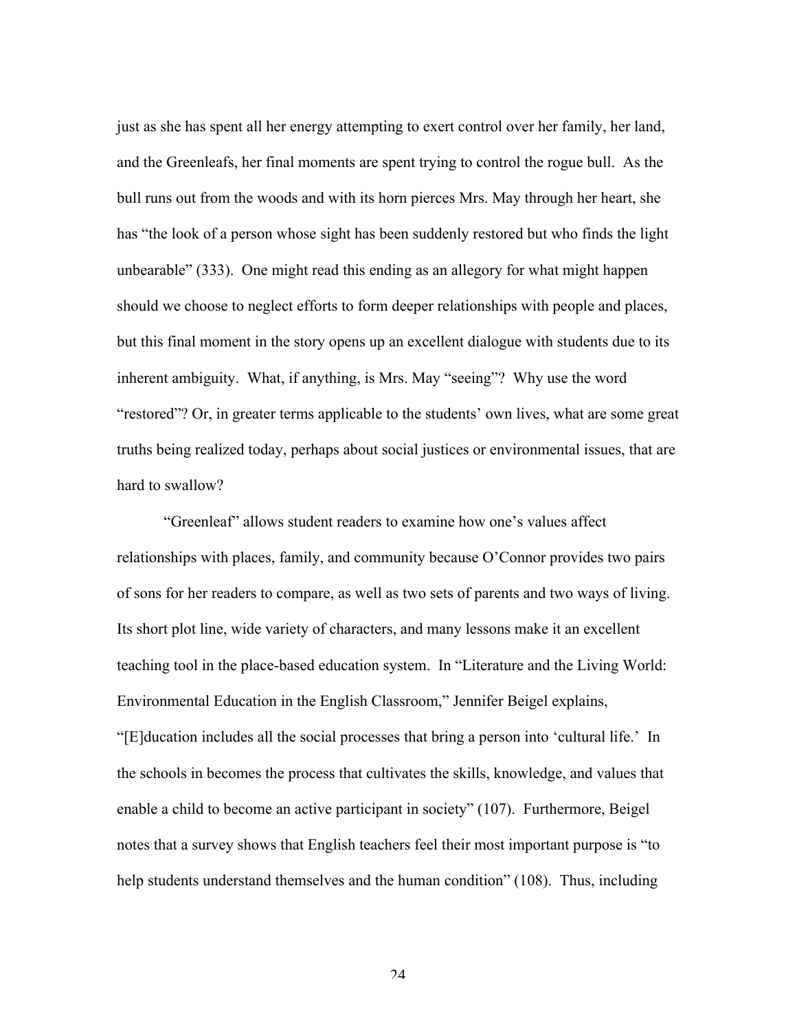just as she has spent all her energy attempting to exert control over her family, her land, and the Greenleafs, her final moments are spent trying to control the rogue bull. As the bull runs out from the woods and with its horn pierces Mrs. May through her heart, she has "the look of a person whose sight has been suddenly restored but who finds the light unbearable" (333). One might read this ending as an allegory for what might happen should we choose to neglect efforts to form deeper relationships with people and places, but this final moment in the story opens up an excellent dialogue with students due to its inherent ambiguity. What, if anything, is Mrs. May "seeing"? Why use the word "restored"? Or, in greater terms applicable to the students' own lives, what are some great truths being realized today, perhaps about social justices or environmental issues, that are hard to swallow?

"Greenleaf" allows student readers to examine how one's values affect relationships with places, family, and community because O'Connor provides two pairs of sons for her readers to compare, as well as two sets of parents and two ways of living. Its short plot line, wide variety of characters, and many lessons make it an excellent teaching tool in the place-based education system. In "Literature and the Living World: Environmental Education in the English Classroom," Jennifer Beigel explains, "[E]ducation includes all the social processes that bring a person into 'cultural life.' In the schools in becomes the process that cultivates the skills, knowledge, and values that enable a child to become an active participant in society" (107). Furthermore, Beigel notes that a survey shows that English teachers feel their most important purpose is "to help students understand themselves and the human condition" (108). Thus, including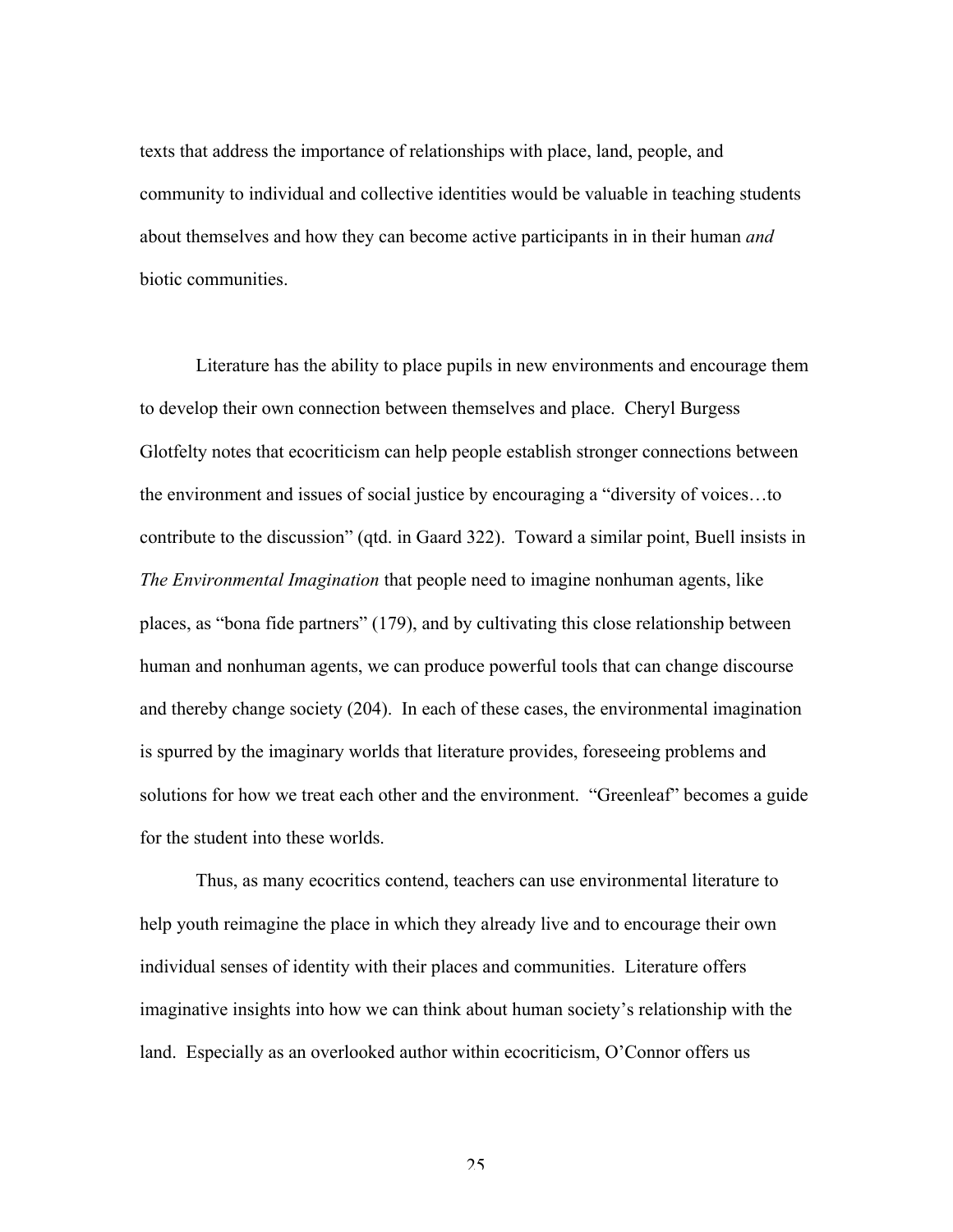texts that address the importance of relationships with place, land, people, and community to individual and collective identities would be valuable in teaching students about themselves and how they can become active participants in in their human *and* biotic communities.

Literature has the ability to place pupils in new environments and encourage them to develop their own connection between themselves and place. Cheryl Burgess Glotfelty notes that ecocriticism can help people establish stronger connections between the environment and issues of social justice by encouraging a "diversity of voices…to contribute to the discussion" (qtd. in Gaard 322). Toward a similar point, Buell insists in *The Environmental Imagination* that people need to imagine nonhuman agents, like places, as "bona fide partners" (179), and by cultivating this close relationship between human and nonhuman agents, we can produce powerful tools that can change discourse and thereby change society (204). In each of these cases, the environmental imagination is spurred by the imaginary worlds that literature provides, foreseeing problems and solutions for how we treat each other and the environment. "Greenleaf" becomes a guide for the student into these worlds.

Thus, as many ecocritics contend, teachers can use environmental literature to help youth reimagine the place in which they already live and to encourage their own individual senses of identity with their places and communities. Literature offers imaginative insights into how we can think about human society's relationship with the land. Especially as an overlooked author within ecocriticism, O'Connor offers us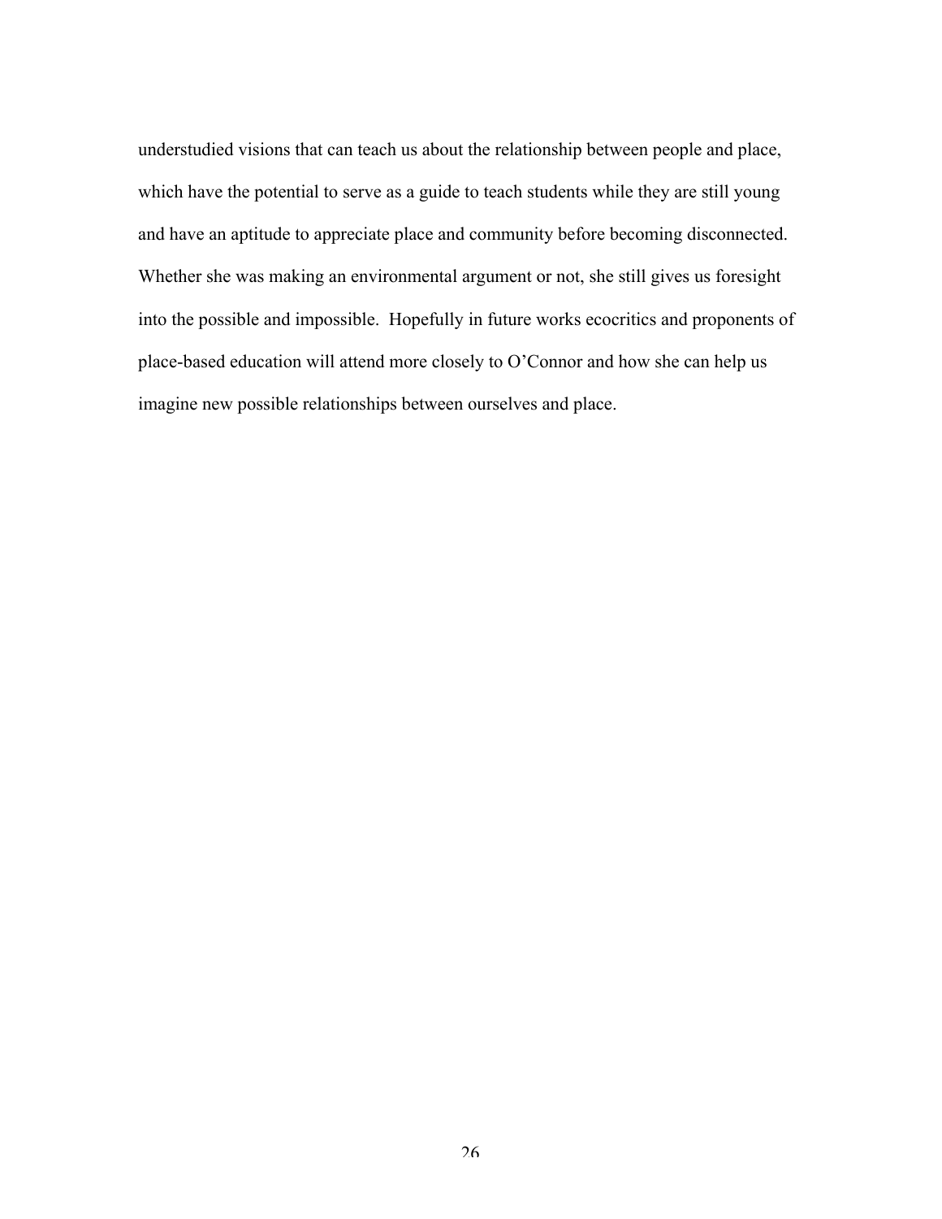understudied visions that can teach us about the relationship between people and place, which have the potential to serve as a guide to teach students while they are still young and have an aptitude to appreciate place and community before becoming disconnected. Whether she was making an environmental argument or not, she still gives us foresight into the possible and impossible. Hopefully in future works ecocritics and proponents of place-based education will attend more closely to O'Connor and how she can help us imagine new possible relationships between ourselves and place.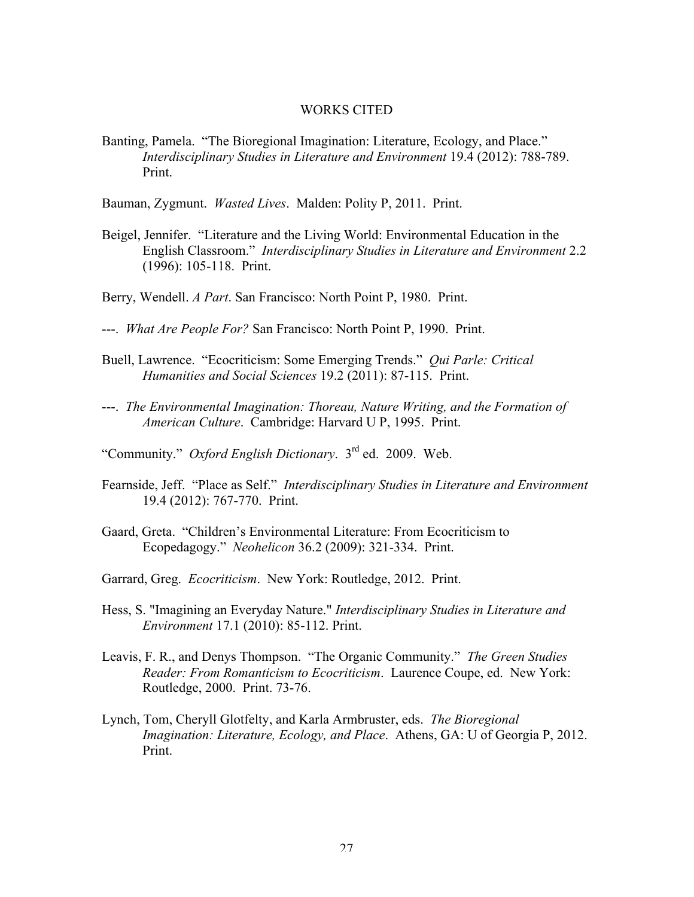# WORKS CITED

Banting, Pamela. "The Bioregional Imagination: Literature, Ecology, and Place." *Interdisciplinary Studies in Literature and Environment* 19.4 (2012): 788-789. Print.

Bauman, Zygmunt. *Wasted Lives*. Malden: Polity P, 2011. Print.

Beigel, Jennifer. "Literature and the Living World: Environmental Education in the English Classroom." *Interdisciplinary Studies in Literature and Environment* 2.2 (1996): 105-118. Print.

Berry, Wendell. *A Part*. San Francisco: North Point P, 1980. Print.

---. *What Are People For?* San Francisco: North Point P, 1990. Print.

Buell, Lawrence. "Ecocriticism: Some Emerging Trends." *Qui Parle: Critical Humanities and Social Sciences* 19.2 (2011): 87-115. Print.

---. *The Environmental Imagination: Thoreau, Nature Writing, and the Formation of American Culture*. Cambridge: Harvard U P, 1995. Print.

"Community." *Oxford English Dictionary*. 3rd ed. 2009. Web.

Fearnside, Jeff. "Place as Self." *Interdisciplinary Studies in Literature and Environment* 19.4 (2012): 767-770. Print.

Gaard, Greta. "Children's Environmental Literature: From Ecocriticism to Ecopedagogy." *Neohelicon* 36.2 (2009): 321-334. Print.

Garrard, Greg. *Ecocriticism*. New York: Routledge, 2012. Print.

Hess, S. "Imagining an Everyday Nature." *Interdisciplinary Studies in Literature and Environment* 17.1 (2010): 85-112. Print.

Leavis, F. R., and Denys Thompson. "The Organic Community." *The Green Studies Reader: From Romanticism to Ecocriticism*. Laurence Coupe, ed. New York: Routledge, 2000. Print. 73-76.

Lynch, Tom, Cheryll Glotfelty, and Karla Armbruster, eds. *The Bioregional Imagination: Literature, Ecology, and Place*. Athens, GA: U of Georgia P, 2012. Print.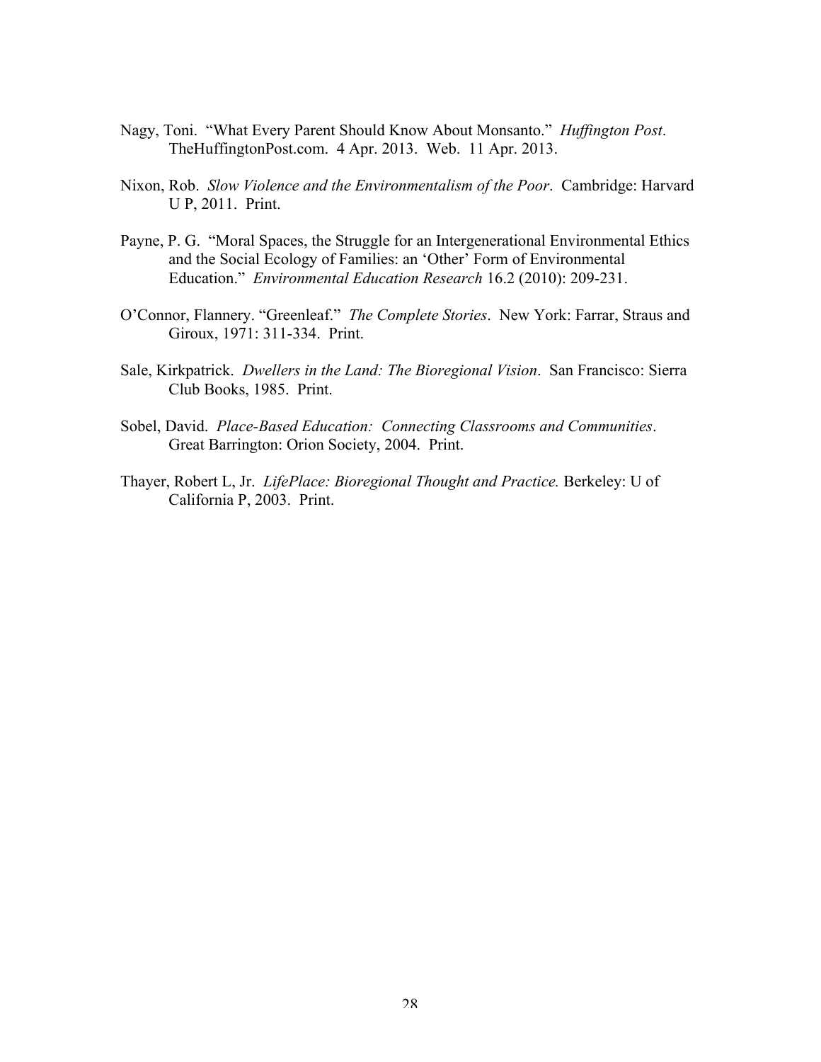Nagy, Toni. "What Every Parent Should Know About Monsanto." *Huffington Post*. TheHuffingtonPost.com. 4 Apr. 2013. Web. 11 Apr. 2013.

Nixon, Rob. *Slow Violence and the Environmentalism of the Poor*. Cambridge: Harvard U P, 2011. Print.

Payne, P. G. "Moral Spaces, the Struggle for an Intergenerational Environmental Ethics and the Social Ecology of Families: an 'Other' Form of Environmental Education." *Environmental Education Research* 16.2 (2010): 209-231.

O'Connor, Flannery. "Greenleaf." *The Complete Stories*. New York: Farrar, Straus and Giroux, 1971: 311-334. Print.

Sale, Kirkpatrick. *Dwellers in the Land: The Bioregional Vision*. San Francisco: Sierra Club Books, 1985. Print.

Sobel, David. *Place-Based Education: Connecting Classrooms and Communities*. Great Barrington: Orion Society, 2004. Print.

Thayer, Robert L, Jr. *LifePlace: Bioregional Thought and Practice.* Berkeley: U of California P, 2003. Print.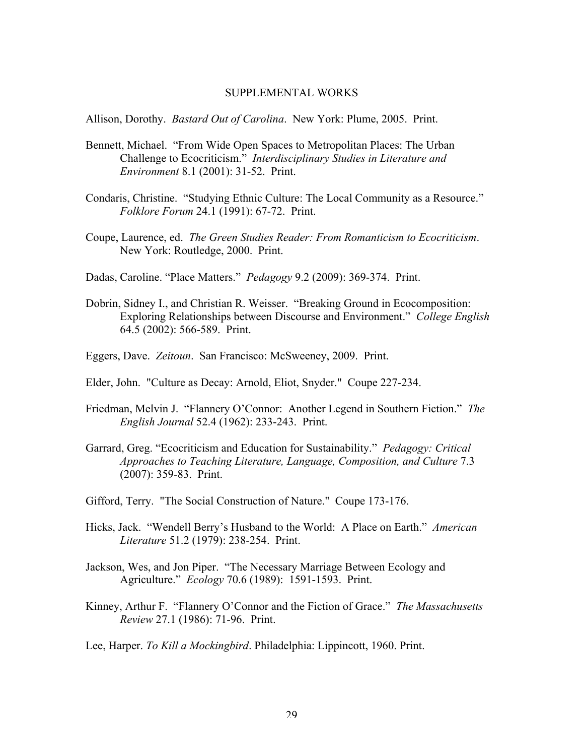## SUPPLEMENTAL WORKS

Allison, Dorothy. *Bastard Out of Carolina*. New York: Plume, 2005. Print.

Bennett, Michael. "From Wide Open Spaces to Metropolitan Places: The Urban Challenge to Ecocriticism." *Interdisciplinary Studies in Literature and Environment* 8.1 (2001): 31-52. Print.

Condaris, Christine. "Studying Ethnic Culture: The Local Community as a Resource." *Folklore Forum* 24.1 (1991): 67-72. Print.

Coupe, Laurence, ed. *The Green Studies Reader: From Romanticism to Ecocriticism*. New York: Routledge, 2000. Print.

Dadas, Caroline. "Place Matters." *Pedagogy* 9.2 (2009): 369-374. Print.

Dobrin, Sidney I., and Christian R. Weisser. "Breaking Ground in Ecocomposition: Exploring Relationships between Discourse and Environment." *College English* 64.5 (2002): 566-589. Print.

Eggers, Dave. *Zeitoun*. San Francisco: McSweeney, 2009. Print.

Elder, John. "Culture as Decay: Arnold, Eliot, Snyder." Coupe 227-234.

Friedman, Melvin J. "Flannery O'Connor: Another Legend in Southern Fiction." *The English Journal* 52.4 (1962): 233-243. Print.

Garrard, Greg. "Ecocriticism and Education for Sustainability." *Pedagogy: Critical Approaches to Teaching Literature, Language, Composition, and Culture* 7.3 (2007): 359-83. Print.

Gifford, Terry. "The Social Construction of Nature." Coupe 173-176.

Hicks, Jack. "Wendell Berry's Husband to the World: A Place on Earth." *American Literature* 51.2 (1979): 238-254. Print.

Jackson, Wes, and Jon Piper. "The Necessary Marriage Between Ecology and Agriculture." *Ecology* 70.6 (1989): 1591-1593. Print.

Kinney, Arthur F. "Flannery O'Connor and the Fiction of Grace." *The Massachusetts Review* 27.1 (1986): 71-96. Print.

Lee, Harper. *To Kill a Mockingbird*. Philadelphia: Lippincott, 1960. Print.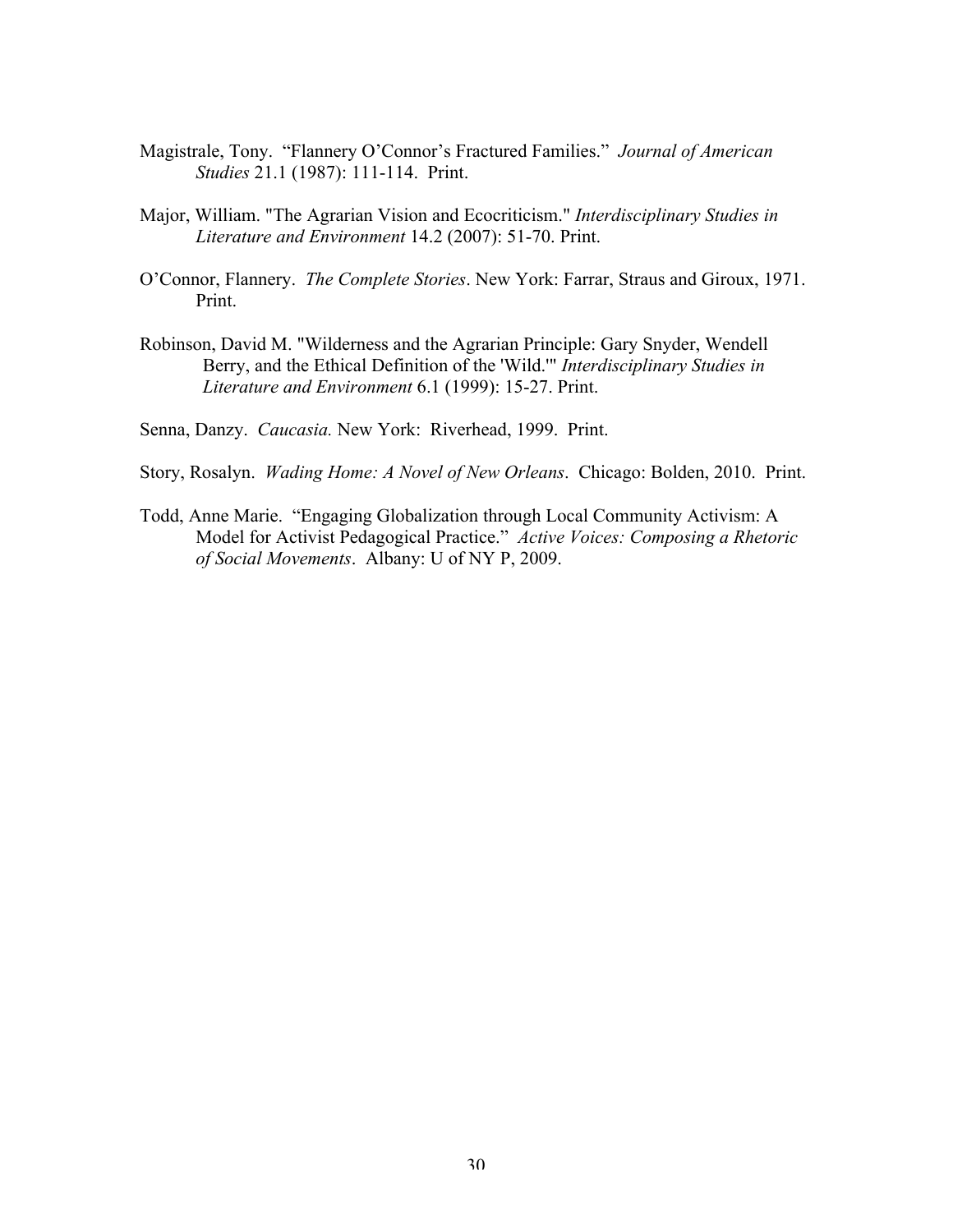Magistrale, Tony. "Flannery O'Connor's Fractured Families." *Journal of American Studies* 21.1 (1987): 111-114. Print.

Major, William. "The Agrarian Vision and Ecocriticism." *Interdisciplinary Studies in Literature and Environment* 14.2 (2007): 51-70. Print.

O'Connor, Flannery. *The Complete Stories*. New York: Farrar, Straus and Giroux, 1971. Print.

Robinson, David M. "Wilderness and the Agrarian Principle: Gary Snyder, Wendell Berry, and the Ethical Definition of the 'Wild.'" *Interdisciplinary Studies in Literature and Environment* 6.1 (1999): 15-27. Print.

Senna, Danzy. *Caucasia.* New York: Riverhead, 1999. Print.

Story, Rosalyn. *Wading Home: A Novel of New Orleans*. Chicago: Bolden, 2010. Print.

Todd, Anne Marie. "Engaging Globalization through Local Community Activism: A Model for Activist Pedagogical Practice." *Active Voices: Composing a Rhetoric of Social Movements*. Albany: U of NY P, 2009.